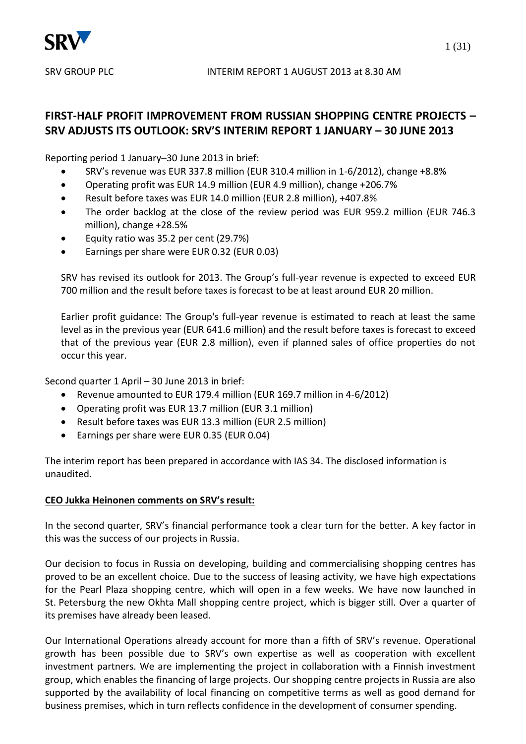SRV GROUP PLC INTERIM REPORT 1 AUGUST 2013 at 8.30 AM

# FIRST-HALF PROFIT IMPROVEMENT FROM RUSSIAN SHOPPING CENTRE PROJECTS – SRV ADJUSTS ITS OUTLOOK: SRV'S INTERIM REPORT 1 JANUARY – 30 JUNE 2013

Reporting period 1 January–30 June 2013 in brief:

- SRV's revenue was EUR 337.8 million (EUR 310.4 million in 1-6/2012), change +8.8%
- Operating profit was EUR 14.9 million (EUR 4.9 million), change +206.7%
- Result before taxes was EUR 14.0 million (EUR 2.8 million), +407.8%
- The order backlog at the close of the review period was EUR 959.2 million (EUR 746.3 million), change +28.5%
- Equity ratio was 35.2 per cent (29.7%)
- Earnings per share were EUR 0.32 (EUR 0.03)

SRV has revised its outlook for 2013. The Group's full-year revenue is expected to exceed EUR 700 million and the result before taxes is forecast to be at least around EUR 20 million.

Earlier profit guidance: The Group's full-year revenue is estimated to reach at least the same level as in the previous year (EUR 641.6 million) and the result before taxes is forecast to exceed that of the previous year (EUR 2.8 million), even if planned sales of office properties do not occur this year.

Second quarter 1 April – 30 June 2013 in brief:

- Revenue amounted to EUR 179.4 million (EUR 169.7 million in 4-6/2012)
- Operating profit was EUR 13.7 million (EUR 3.1 million)
- Result before taxes was EUR 13.3 million (EUR 2.5 million)
- Earnings per share were EUR 0.35 (EUR 0.04)

The interim report has been prepared in accordance with IAS 34. The disclosed information is unaudited.

## CEO Jukka Heinonen comments on SRV's result:

In the second quarter, SRV's financial performance took a clear turn for the better. A key factor in this was the success of our projects in Russia.

Our decision to focus in Russia on developing, building and commercialising shopping centres has proved to be an excellent choice. Due to the success of leasing activity, we have high expectations for the Pearl Plaza shopping centre, which will open in a few weeks. We have now launched in St. Petersburg the new Okhta Mall shopping centre project, which is bigger still. Over a quarter of its premises have already been leased.

Our International Operations already account for more than a fifth of SRV's revenue. Operational growth has been possible due to SRV's own expertise as well as cooperation with excellent investment partners. We are implementing the project in collaboration with a Finnish investment group, which enables the financing of large projects. Our shopping centre projects in Russia are also supported by the availability of local financing on competitive terms as well as good demand for business premises, which in turn reflects confidence in the development of consumer spending.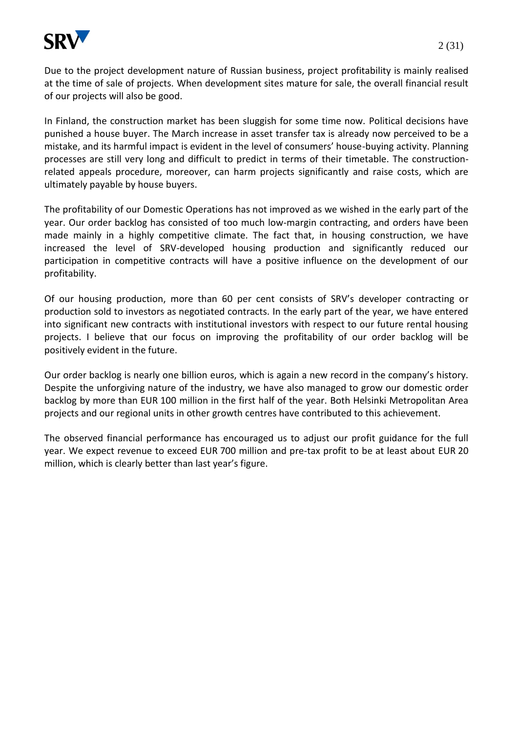Due to the project development nature of Russian business, project profitability is mainly realised at the time of sale of projects. When development sites mature for sale, the overall financial result of our projects will also be good.

In Finland, the construction market has been sluggish for some time now. Political decisions have punished a house buyer. The March increase in asset transfer tax is already now perceived to be a mistake, and its harmful impact is evident in the level of consumers' house-buying activity. Planning processes are still very long and difficult to predict in terms of their timetable. The construction-related appeals procedure, moreover, can harm projects significantly and raise costs, which are ultimately payable by house buyers.

The profitability of our Domestic Operations has not improved as we wished in the early part of the year. Our order backlog has consisted of too much low-margin contracting, and orders have been made mainly in a highly competitive climate. The fact that, in housing construction, we have increased the level of SRV-developed housing production and significantly reduced our participation in competitive contracts will have a positive influence on the development of our profitability.

Of our housing production, more than 60 per cent consists of SRV's developer contracting or production sold to investors as negotiated contracts. In the early part of the year, we have entered into significant new contracts with institutional investors with respect to our future rental housing projects. I believe that our focus on improving the profitability of our order backlog will be positively evident in the future.

Our order backlog is nearly one billion euros, which is again a new record in the company's history. Despite the unforgiving nature of the industry, we have also managed to grow our domestic order backlog by more than EUR 100 million in the first half of the year. Both Helsinki Metropolitan Area projects and our regional units in other growth centres have contributed to this achievement.

The observed financial performance has encouraged us to adjust our profit guidance for the full year. We expect revenue to exceed EUR 700 million and pre-tax profit to be at least about EUR 20 million, which is clearly better than last year's figure.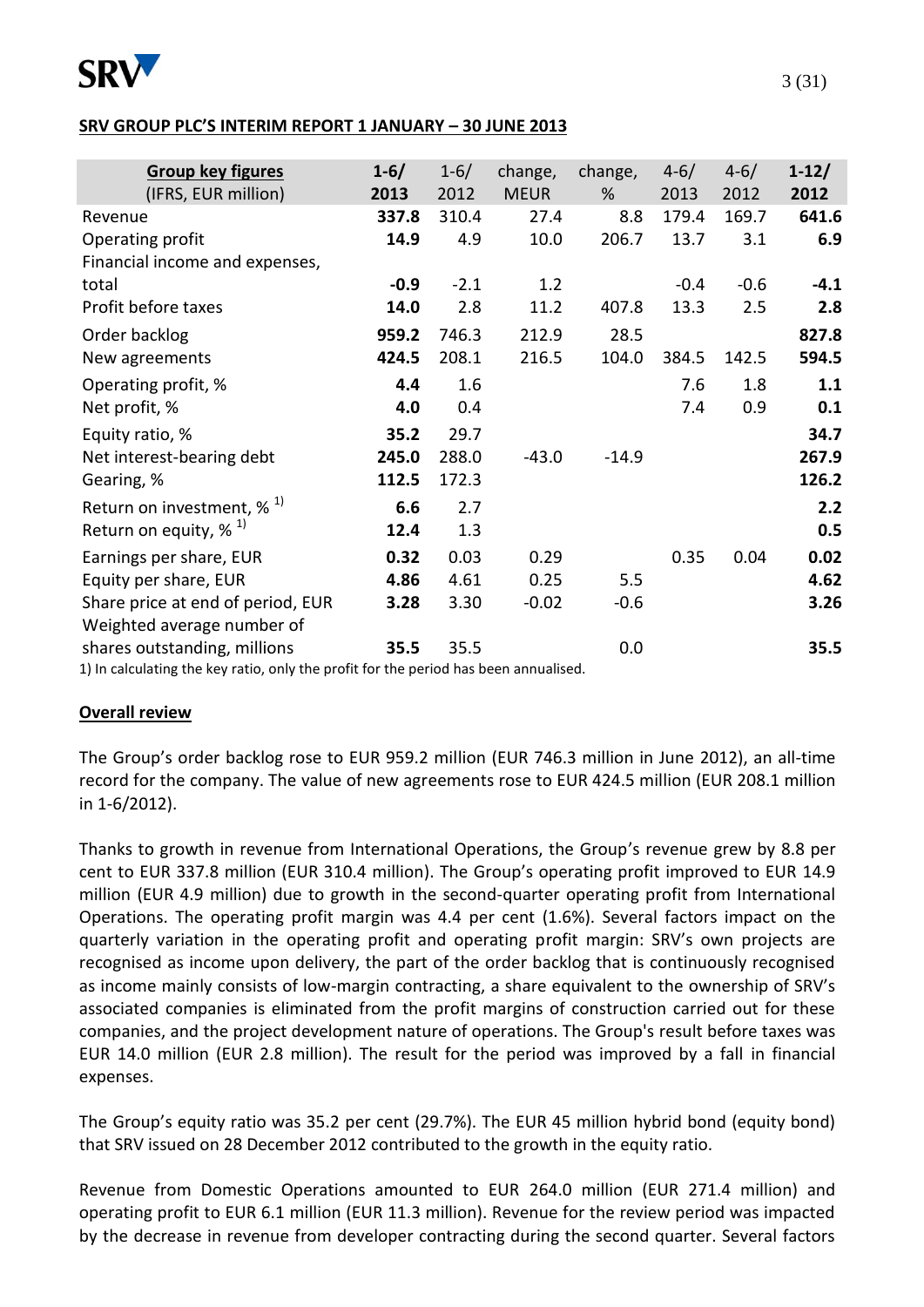## SRV GROUP PLC'S INTERIM REPORT 1 JANUARY – 30 JUNE 2013

| Group key figures (IFRS, EUR million) | 1-6/ 2013 | 1-6/ 2012 | change, MEUR | change, % | 4-6/ 2013 | 4-6/ 2012 | 1-12/ 2012 |
|---|---|---|---|---|---|---|---|
| Revenue | **337.8** | 310.4 | 27.4 | 8.8 | 179.4 | 169.7 | **641.6** |
| Operating profit | **14.9** | 4.9 | 10.0 | 206.7 | 13.7 | 3.1 | **6.9** |
| Financial income and expenses, total | **-0.9** | -2.1 | 1.2 | | -0.4 | -0.6 | **-4.1** |
| Profit before taxes | **14.0** | 2.8 | 11.2 | 407.8 | 13.3 | 2.5 | **2.8** |
| Order backlog | **959.2** | 746.3 | 212.9 | 28.5 | | | **827.8** |
| New agreements | **424.5** | 208.1 | 216.5 | 104.0 | 384.5 | 142.5 | **594.5** |
| Operating profit, % | **4.4** | 1.6 | | | 7.6 | 1.8 | **1.1** |
| Net profit, % | **4.0** | 0.4 | | | 7.4 | 0.9 | **0.1** |
| Equity ratio, % | **35.2** | 29.7 | | | | | **34.7** |
| Net interest-bearing debt | **245.0** | 288.0 | -43.0 | -14.9 | | | **267.9** |
| Gearing, % | **112.5** | 172.3 | | | | | **126.2** |
| Return on investment, % [1] | **6.6** | 2.7 | | | | | **2.2** |
| Return on equity, % [1] | **12.4** | 1.3 | | | | | **0.5** |
| Earnings per share, EUR | **0.32** | 0.03 | 0.29 | | 0.35 | 0.04 | **0.02** |
| Equity per share, EUR | **4.86** | 4.61 | 0.25 | 5.5 | | | **4.62** |
| Share price at end of period, EUR | **3.28** | 3.30 | -0.02 | -0.6 | | | **3.26** |
| Weighted average number of shares outstanding, millions | **35.5** | 35.5 | | 0.0 | | | **35.5** |

1) In calculating the key ratio, only the profit for the period has been annualised.

### Overall review

The Group's order backlog rose to EUR 959.2 million (EUR 746.3 million in June 2012), an all-time record for the company. The value of new agreements rose to EUR 424.5 million (EUR 208.1 million in 1-6/2012).

Thanks to growth in revenue from International Operations, the Group's revenue grew by 8.8 per cent to EUR 337.8 million (EUR 310.4 million). The Group's operating profit improved to EUR 14.9 million (EUR 4.9 million) due to growth in the second-quarter operating profit from International Operations. The operating profit margin was 4.4 per cent (1.6%). Several factors impact on the quarterly variation in the operating profit and operating profit margin: SRV's own projects are recognised as income upon delivery, the part of the order backlog that is continuously recognised as income mainly consists of low-margin contracting, a share equivalent to the ownership of SRV's associated companies is eliminated from the profit margins of construction carried out for these companies, and the project development nature of operations. The Group's result before taxes was EUR 14.0 million (EUR 2.8 million). The result for the period was improved by a fall in financial expenses.

The Group's equity ratio was 35.2 per cent (29.7%). The EUR 45 million hybrid bond (equity bond) that SRV issued on 28 December 2012 contributed to the growth in the equity ratio.

Revenue from Domestic Operations amounted to EUR 264.0 million (EUR 271.4 million) and operating profit to EUR 6.1 million (EUR 11.3 million). Revenue for the review period was impacted by the decrease in revenue from developer contracting during the second quarter. Several factors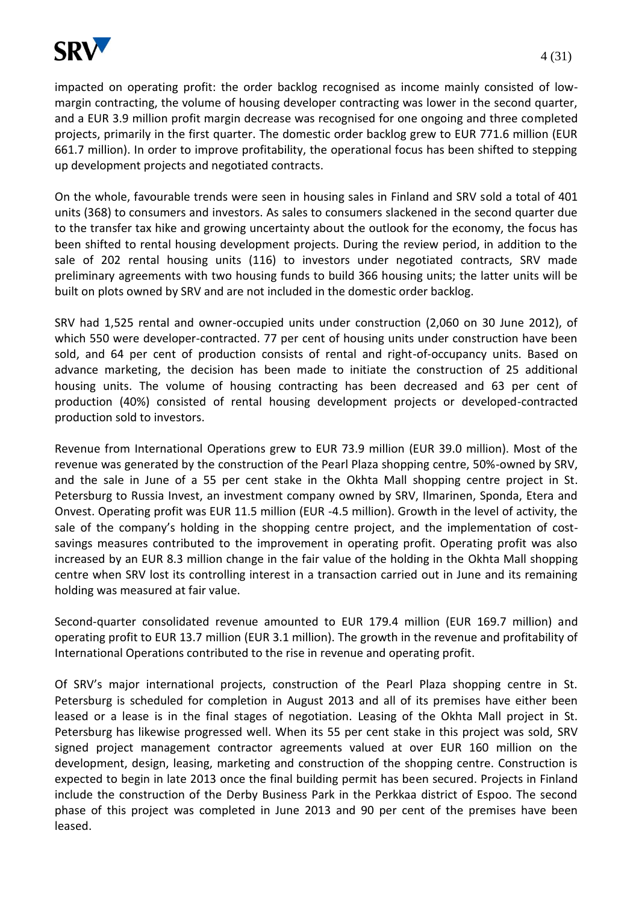impacted on operating profit: the order backlog recognised as income mainly consisted of low-margin contracting, the volume of housing developer contracting was lower in the second quarter, and a EUR 3.9 million profit margin decrease was recognised for one ongoing and three completed projects, primarily in the first quarter. The domestic order backlog grew to EUR 771.6 million (EUR 661.7 million). In order to improve profitability, the operational focus has been shifted to stepping up development projects and negotiated contracts.

On the whole, favourable trends were seen in housing sales in Finland and SRV sold a total of 401 units (368) to consumers and investors. As sales to consumers slackened in the second quarter due to the transfer tax hike and growing uncertainty about the outlook for the economy, the focus has been shifted to rental housing development projects. During the review period, in addition to the sale of 202 rental housing units (116) to investors under negotiated contracts, SRV made preliminary agreements with two housing funds to build 366 housing units; the latter units will be built on plots owned by SRV and are not included in the domestic order backlog.

SRV had 1,525 rental and owner-occupied units under construction (2,060 on 30 June 2012), of which 550 were developer-contracted. 77 per cent of housing units under construction have been sold, and 64 per cent of production consists of rental and right-of-occupancy units. Based on advance marketing, the decision has been made to initiate the construction of 25 additional housing units. The volume of housing contracting has been decreased and 63 per cent of production (40%) consisted of rental housing development projects or developed-contracted production sold to investors.

Revenue from International Operations grew to EUR 73.9 million (EUR 39.0 million). Most of the revenue was generated by the construction of the Pearl Plaza shopping centre, 50%-owned by SRV, and the sale in June of a 55 per cent stake in the Okhta Mall shopping centre project in St. Petersburg to Russia Invest, an investment company owned by SRV, Ilmarinen, Sponda, Etera and Onvest. Operating profit was EUR 11.5 million (EUR -4.5 million). Growth in the level of activity, the sale of the company's holding in the shopping centre project, and the implementation of cost-savings measures contributed to the improvement in operating profit. Operating profit was also increased by an EUR 8.3 million change in the fair value of the holding in the Okhta Mall shopping centre when SRV lost its controlling interest in a transaction carried out in June and its remaining holding was measured at fair value.

Second-quarter consolidated revenue amounted to EUR 179.4 million (EUR 169.7 million) and operating profit to EUR 13.7 million (EUR 3.1 million). The growth in the revenue and profitability of International Operations contributed to the rise in revenue and operating profit.

Of SRV's major international projects, construction of the Pearl Plaza shopping centre in St. Petersburg is scheduled for completion in August 2013 and all of its premises have either been leased or a lease is in the final stages of negotiation. Leasing of the Okhta Mall project in St. Petersburg has likewise progressed well. When its 55 per cent stake in this project was sold, SRV signed project management contractor agreements valued at over EUR 160 million on the development, design, leasing, marketing and construction of the shopping centre. Construction is expected to begin in late 2013 once the final building permit has been secured. Projects in Finland include the construction of the Derby Business Park in the Perkkaa district of Espoo. The second phase of this project was completed in June 2013 and 90 per cent of the premises have been leased.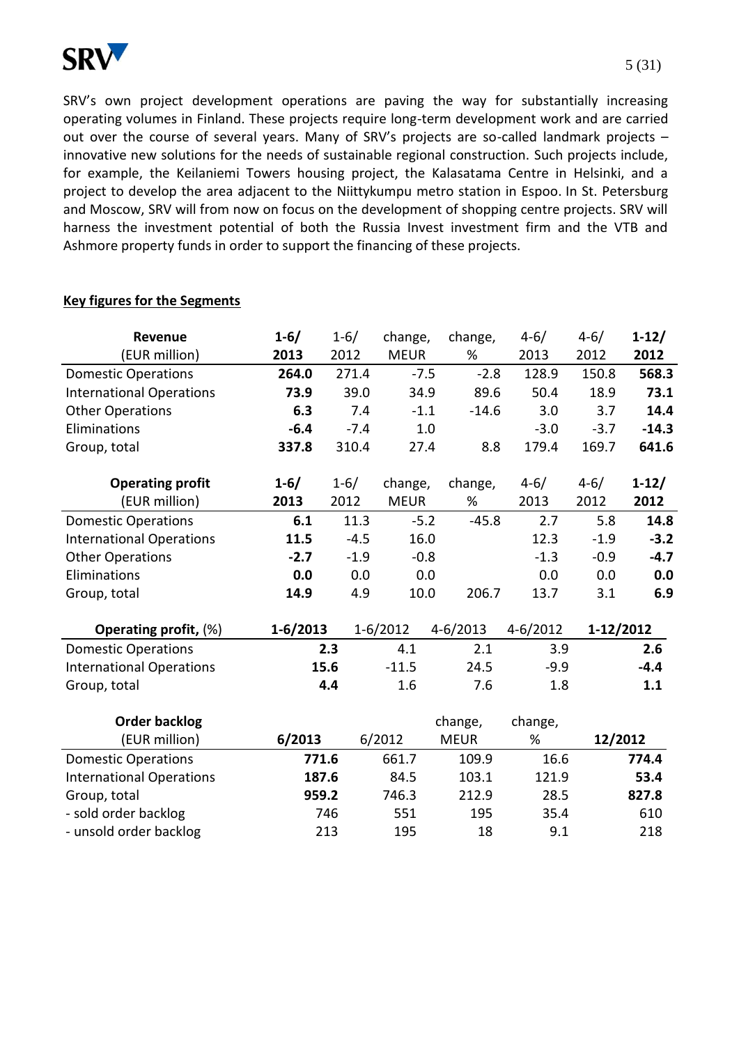SRV's own project development operations are paving the way for substantially increasing operating volumes in Finland. These projects require long-term development work and are carried out over the course of several years. Many of SRV's projects are so-called landmark projects – innovative new solutions for the needs of sustainable regional construction. Such projects include, for example, the Keilaniemi Towers housing project, the Kalasatama Centre in Helsinki, and a project to develop the area adjacent to the Niittykumpu metro station in Espoo. In St. Petersburg and Moscow, SRV will from now on focus on the development of shopping centre projects. SRV will harness the investment potential of both the Russia Invest investment firm and the VTB and Ashmore property funds in order to support the financing of these projects.

**Key figures for the Segments**

| **Revenue** (EUR million) | **1-6/ 2013** | 1-6/ 2012 | change, MEUR | change, % | 4-6/ 2013 | 4-6/ 2012 | **1-12/ 2012** |
|---|---|---|---|---|---|---|---|
| Domestic Operations | **264.0** | 271.4 | -7.5 | -2.8 | 128.9 | 150.8 | **568.3** |
| International Operations | **73.9** | 39.0 | 34.9 | 89.6 | 50.4 | 18.9 | **73.1** |
| Other Operations | **6.3** | 7.4 | -1.1 | -14.6 | 3.0 | 3.7 | **14.4** |
| Eliminations | **-6.4** | -7.4 | 1.0 | | -3.0 | -3.7 | **-14.3** |
| Group, total | **337.8** | 310.4 | 27.4 | 8.8 | 179.4 | 169.7 | **641.6** |

| **Operating profit** (EUR million) | **1-6/ 2013** | 1-6/ 2012 | change, MEUR | change, % | 4-6/ 2013 | 4-6/ 2012 | **1-12/ 2012** |
|---|---|---|---|---|---|---|---|
| Domestic Operations | **6.1** | 11.3 | -5.2 | -45.8 | 2.7 | 5.8 | **14.8** |
| International Operations | **11.5** | -4.5 | 16.0 | | 12.3 | -1.9 | **-3.2** |
| Other Operations | **-2.7** | -1.9 | -0.8 | | -1.3 | -0.9 | **-4.7** |
| Eliminations | **0.0** | 0.0 | 0.0 | | 0.0 | 0.0 | **0.0** |
| Group, total | **14.9** | 4.9 | 10.0 | 206.7 | 13.7 | 3.1 | **6.9** |

| **Operating profit,** (%) | **1-6/2013** | 1-6/2012 | 4-6/2013 | 4-6/2012 | **1-12/2012** |
|---|---|---|---|---|---|
| Domestic Operations | **2.3** | 4.1 | 2.1 | 3.9 | **2.6** |
| International Operations | **15.6** | -11.5 | 24.5 | -9.9 | **-4.4** |
| Group, total | **4.4** | 1.6 | 7.6 | 1.8 | **1.1** |

| **Order backlog** (EUR million) | **6/2013** | 6/2012 | change, MEUR | change, % | **12/2012** |
|---|---|---|---|---|---|
| Domestic Operations | **771.6** | 661.7 | 109.9 | 16.6 | **774.4** |
| International Operations | **187.6** | 84.5 | 103.1 | 121.9 | **53.4** |
| Group, total | **959.2** | 746.3 | 212.9 | 28.5 | **827.8** |
| - sold order backlog | 746 | 551 | 195 | 35.4 | 610 |
| - unsold order backlog | 213 | 195 | 18 | 9.1 | 218 |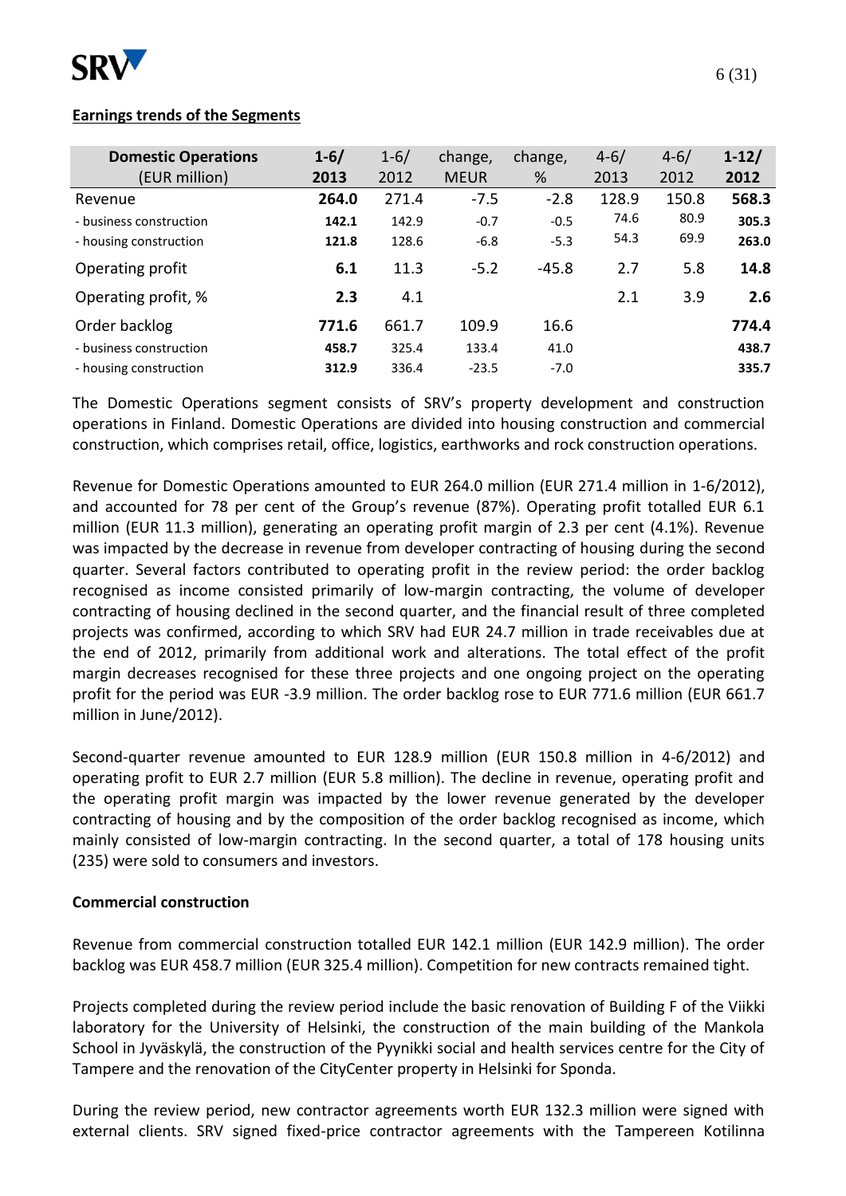## Earnings trends of the Segments

| Domestic Operations (EUR million) | 1-6/ 2013 | 1-6/ 2012 | change, MEUR | change, % | 4-6/ 2013 | 4-6/ 2012 | 1-12/ 2012 |
|---|---|---|---|---|---|---|---|
| Revenue | **264.0** | 271.4 | -7.5 | -2.8 | 128.9 | 150.8 | **568.3** |
| - business construction | **142.1** | 142.9 | -0.7 | -0.5 | 74.6 | 80.9 | **305.3** |
| - housing construction | **121.8** | 128.6 | -6.8 | -5.3 | 54.3 | 69.9 | **263.0** |
| Operating profit | **6.1** | 11.3 | -5.2 | -45.8 | 2.7 | 5.8 | **14.8** |
| Operating profit, % | **2.3** | 4.1 | | | 2.1 | 3.9 | **2.6** |
| Order backlog | **771.6** | 661.7 | 109.9 | 16.6 | | | **774.4** |
| - business construction | **458.7** | 325.4 | 133.4 | 41.0 | | | **438.7** |
| - housing construction | **312.9** | 336.4 | -23.5 | -7.0 | | | **335.7** |

The Domestic Operations segment consists of SRV's property development and construction operations in Finland. Domestic Operations are divided into housing construction and commercial construction, which comprises retail, office, logistics, earthworks and rock construction operations.

Revenue for Domestic Operations amounted to EUR 264.0 million (EUR 271.4 million in 1-6/2012), and accounted for 78 per cent of the Group's revenue (87%). Operating profit totalled EUR 6.1 million (EUR 11.3 million), generating an operating profit margin of 2.3 per cent (4.1%). Revenue was impacted by the decrease in revenue from developer contracting of housing during the second quarter. Several factors contributed to operating profit in the review period: the order backlog recognised as income consisted primarily of low-margin contracting, the volume of developer contracting of housing declined in the second quarter, and the financial result of three completed projects was confirmed, according to which SRV had EUR 24.7 million in trade receivables due at the end of 2012, primarily from additional work and alterations. The total effect of the profit margin decreases recognised for these three projects and one ongoing project on the operating profit for the period was EUR -3.9 million. The order backlog rose to EUR 771.6 million (EUR 661.7 million in June/2012).

Second-quarter revenue amounted to EUR 128.9 million (EUR 150.8 million in 4-6/2012) and operating profit to EUR 2.7 million (EUR 5.8 million). The decline in revenue, operating profit and the operating profit margin was impacted by the lower revenue generated by the developer contracting of housing and by the composition of the order backlog recognised as income, which mainly consisted of low-margin contracting. In the second quarter, a total of 178 housing units (235) were sold to consumers and investors.

### Commercial construction

Revenue from commercial construction totalled EUR 142.1 million (EUR 142.9 million). The order backlog was EUR 458.7 million (EUR 325.4 million). Competition for new contracts remained tight.

Projects completed during the review period include the basic renovation of Building F of the Viikki laboratory for the University of Helsinki, the construction of the main building of the Mankola School in Jyväskylä, the construction of the Pyynikki social and health services centre for the City of Tampere and the renovation of the CityCenter property in Helsinki for Sponda.

During the review period, new contractor agreements worth EUR 132.3 million were signed with external clients. SRV signed fixed-price contractor agreements with the Tampereen Kotilinna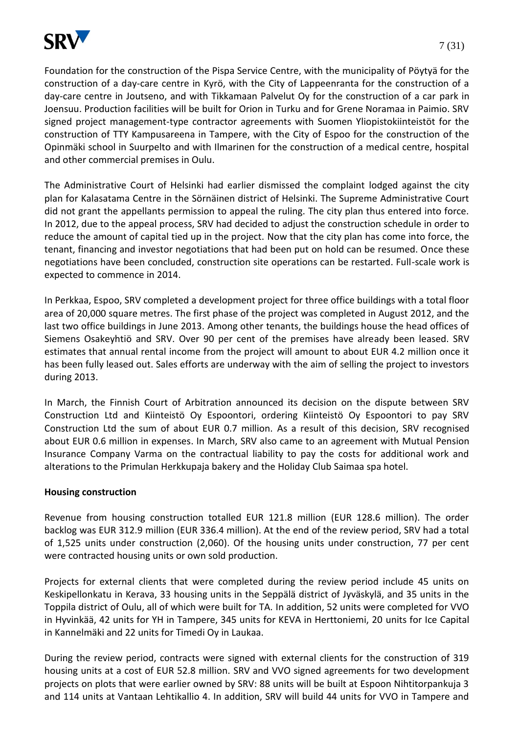Foundation for the construction of the Pispa Service Centre, with the municipality of Pöytyä for the construction of a day-care centre in Kyrö, with the City of Lappeenranta for the construction of a day-care centre in Joutseno, and with Tikkamaan Palvelut Oy for the construction of a car park in Joensuu. Production facilities will be built for Orion in Turku and for Grene Noramaa in Paimio. SRV signed project management-type contractor agreements with Suomen Yliopistokiinteistöt for the construction of TTY Kampusareena in Tampere, with the City of Espoo for the construction of the Opinmäki school in Suurpelto and with Ilmarinen for the construction of a medical centre, hospital and other commercial premises in Oulu.

The Administrative Court of Helsinki had earlier dismissed the complaint lodged against the city plan for Kalasatama Centre in the Sörnäinen district of Helsinki. The Supreme Administrative Court did not grant the appellants permission to appeal the ruling. The city plan thus entered into force. In 2012, due to the appeal process, SRV had decided to adjust the construction schedule in order to reduce the amount of capital tied up in the project. Now that the city plan has come into force, the tenant, financing and investor negotiations that had been put on hold can be resumed. Once these negotiations have been concluded, construction site operations can be restarted. Full-scale work is expected to commence in 2014.

In Perkkaa, Espoo, SRV completed a development project for three office buildings with a total floor area of 20,000 square metres. The first phase of the project was completed in August 2012, and the last two office buildings in June 2013. Among other tenants, the buildings house the head offices of Siemens Osakeyhtiö and SRV. Over 90 per cent of the premises have already been leased. SRV estimates that annual rental income from the project will amount to about EUR 4.2 million once it has been fully leased out. Sales efforts are underway with the aim of selling the project to investors during 2013.

In March, the Finnish Court of Arbitration announced its decision on the dispute between SRV Construction Ltd and Kiinteistö Oy Espoontori, ordering Kiinteistö Oy Espoontori to pay SRV Construction Ltd the sum of about EUR 0.7 million. As a result of this decision, SRV recognised about EUR 0.6 million in expenses. In March, SRV also came to an agreement with Mutual Pension Insurance Company Varma on the contractual liability to pay the costs for additional work and alterations to the Primulan Herkkupaja bakery and the Holiday Club Saimaa spa hotel.

**Housing construction**

Revenue from housing construction totalled EUR 121.8 million (EUR 128.6 million). The order backlog was EUR 312.9 million (EUR 336.4 million). At the end of the review period, SRV had a total of 1,525 units under construction (2,060). Of the housing units under construction, 77 per cent were contracted housing units or own sold production.

Projects for external clients that were completed during the review period include 45 units on Keskipellonkatu in Kerava, 33 housing units in the Seppälä district of Jyväskylä, and 35 units in the Toppila district of Oulu, all of which were built for TA. In addition, 52 units were completed for VVO in Hyvinkää, 42 units for YH in Tampere, 345 units for KEVA in Herttoniemi, 20 units for Ice Capital in Kannelmäki and 22 units for Timedi Oy in Laukaa.

During the review period, contracts were signed with external clients for the construction of 319 housing units at a cost of EUR 52.8 million. SRV and VVO signed agreements for two development projects on plots that were earlier owned by SRV: 88 units will be built at Espoon Nihtitorpankuja 3 and 114 units at Vantaan Lehtikallio 4. In addition, SRV will build 44 units for VVO in Tampere and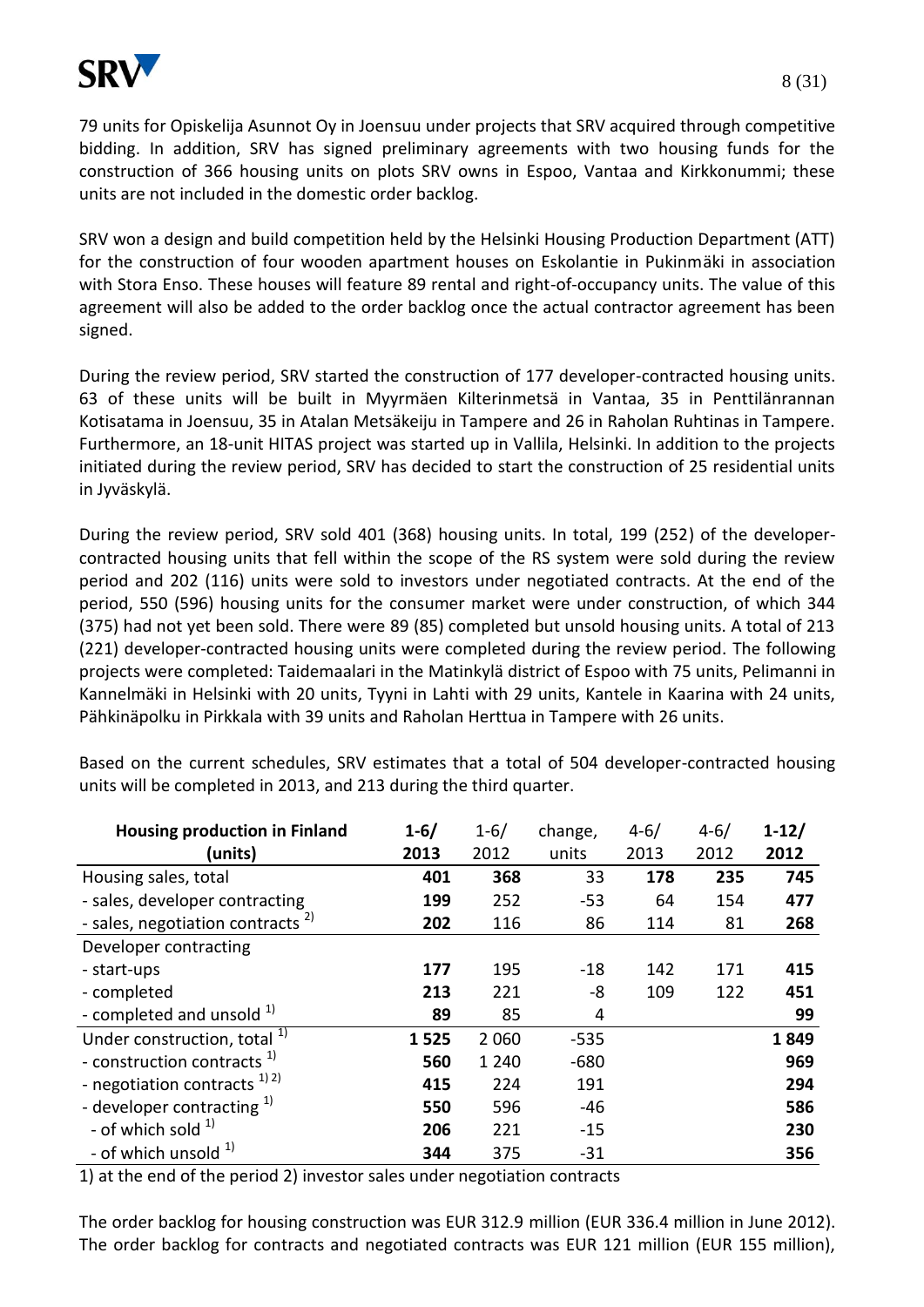79 units for Opiskelija Asunnot Oy in Joensuu under projects that SRV acquired through competitive bidding. In addition, SRV has signed preliminary agreements with two housing funds for the construction of 366 housing units on plots SRV owns in Espoo, Vantaa and Kirkkonummi; these units are not included in the domestic order backlog.

SRV won a design and build competition held by the Helsinki Housing Production Department (ATT) for the construction of four wooden apartment houses on Eskolantie in Pukinmäki in association with Stora Enso. These houses will feature 89 rental and right-of-occupancy units. The value of this agreement will also be added to the order backlog once the actual contractor agreement has been signed.

During the review period, SRV started the construction of 177 developer-contracted housing units. 63 of these units will be built in Myyrmäen Kilterinmetsä in Vantaa, 35 in Penttilänrannan Kotisatama in Joensuu, 35 in Atalan Metsäkeiju in Tampere and 26 in Raholan Ruhtinas in Tampere. Furthermore, an 18-unit HITAS project was started up in Vallila, Helsinki. In addition to the projects initiated during the review period, SRV has decided to start the construction of 25 residential units in Jyväskylä.

During the review period, SRV sold 401 (368) housing units. In total, 199 (252) of the developer-contracted housing units that fell within the scope of the RS system were sold during the review period and 202 (116) units were sold to investors under negotiated contracts. At the end of the period, 550 (596) housing units for the consumer market were under construction, of which 344 (375) had not yet been sold. There were 89 (85) completed but unsold housing units. A total of 213 (221) developer-contracted housing units were completed during the review period. The following projects were completed: Taidemaalari in the Matinkylä district of Espoo with 75 units, Pelimanni in Kannelmäki in Helsinki with 20 units, Tyyni in Lahti with 29 units, Kantele in Kaarina with 24 units, Pähkinäpolku in Pirkkala with 39 units and Raholan Herttua in Tampere with 26 units.

Based on the current schedules, SRV estimates that a total of 504 developer-contracted housing units will be completed in 2013, and 213 during the third quarter.

| Housing production in Finland (units) | 1-6/ 2013 | 1-6/ 2012 | change, units | 4-6/ 2013 | 4-6/ 2012 | 1-12/ 2012 |
|---|---|---|---|---|---|---|
| Housing sales, total | **401** | 368 | 33 | **178** | 235 | **745** |
| - sales, developer contracting | **199** | 252 | -53 | 64 | 154 | **477** |
| - sales, negotiation contracts [2] | **202** | 116 | 86 | 114 | 81 | **268** |
| Developer contracting | | | | | | |
| - start-ups | **177** | 195 | -18 | 142 | 171 | **415** |
| - completed | **213** | 221 | -8 | 109 | 122 | **451** |
| - completed and unsold [1] | **89** | 85 | 4 | | | **99** |
| Under construction, total [1] | **1 525** | 2 060 | -535 | | | **1 849** |
| - construction contracts [1] | **560** | 1 240 | -680 | | | **969** |
| - negotiation contracts [1) 2)] | **415** | 224 | 191 | | | **294** |
| - developer contracting [1] | **550** | 596 | -46 | | | **586** |
| - of which sold [1] | **206** | 221 | -15 | | | **230** |
| - of which unsold [1] | **344** | 375 | -31 | | | **356** |

1) at the end of the period 2) investor sales under negotiation contracts

The order backlog for housing construction was EUR 312.9 million (EUR 336.4 million in June 2012). The order backlog for contracts and negotiated contracts was EUR 121 million (EUR 155 million),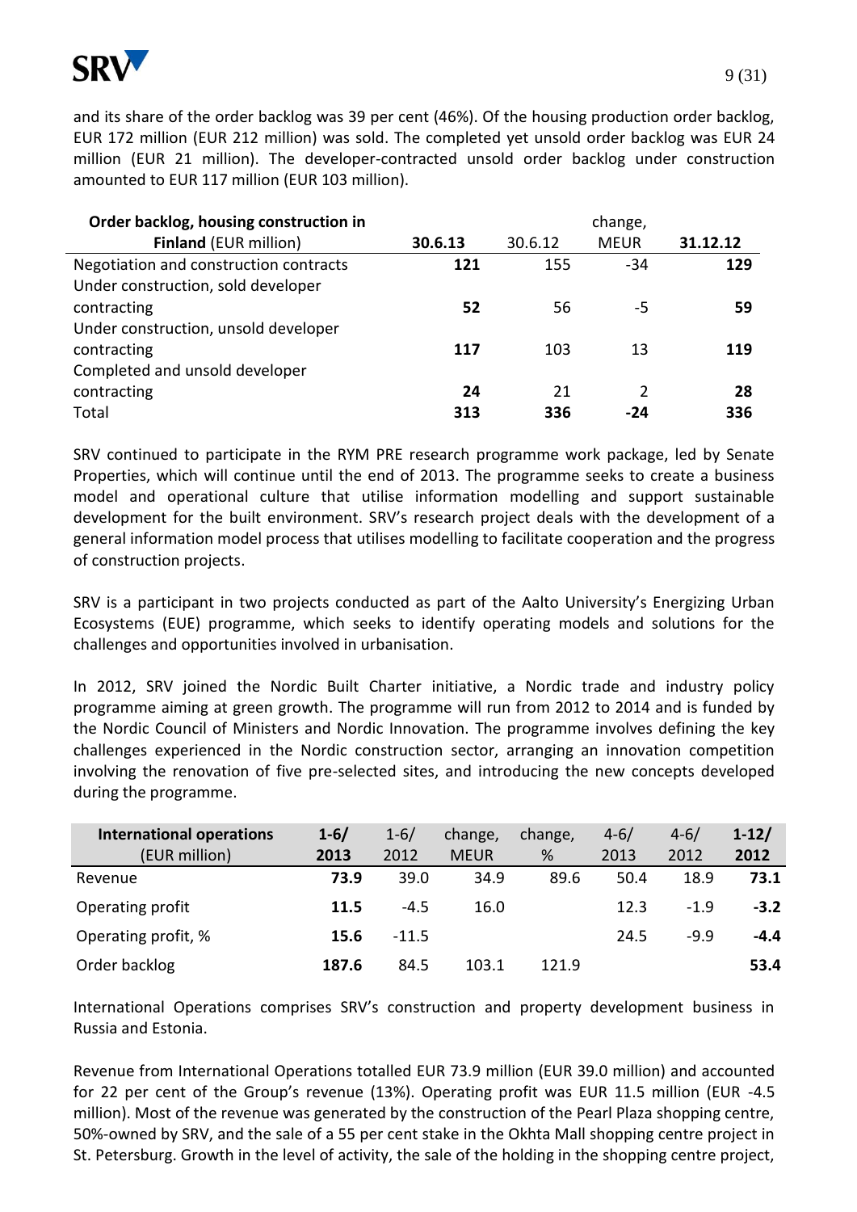and its share of the order backlog was 39 per cent (46%). Of the housing production order backlog, EUR 172 million (EUR 212 million) was sold. The completed yet unsold order backlog was EUR 24 million (EUR 21 million). The developer-contracted unsold order backlog under construction amounted to EUR 117 million (EUR 103 million).

| **Order backlog, housing construction in Finland** (EUR million) | **30.6.13** | 30.6.12 | change, MEUR | **31.12.12** |
|---|---|---|---|---|
| Negotiation and construction contracts | **121** | 155 | -34 | **129** |
| Under construction, sold developer contracting | **52** | 56 | -5 | **59** |
| Under construction, unsold developer contracting | **117** | 103 | 13 | **119** |
| Completed and unsold developer contracting | **24** | 21 | 2 | **28** |
| Total | **313** | **336** | **-24** | **336** |

SRV continued to participate in the RYM PRE research programme work package, led by Senate Properties, which will continue until the end of 2013. The programme seeks to create a business model and operational culture that utilise information modelling and support sustainable development for the built environment. SRV's research project deals with the development of a general information model process that utilises modelling to facilitate cooperation and the progress of construction projects.

SRV is a participant in two projects conducted as part of the Aalto University's Energizing Urban Ecosystems (EUE) programme, which seeks to identify operating models and solutions for the challenges and opportunities involved in urbanisation.

In 2012, SRV joined the Nordic Built Charter initiative, a Nordic trade and industry policy programme aiming at green growth. The programme will run from 2012 to 2014 and is funded by the Nordic Council of Ministers and Nordic Innovation. The programme involves defining the key challenges experienced in the Nordic construction sector, arranging an innovation competition involving the renovation of five pre-selected sites, and introducing the new concepts developed during the programme.

| **International operations** (EUR million) | **1-6/ 2013** | 1-6/ 2012 | change, MEUR | change, % | 4-6/ 2013 | 4-6/ 2012 | **1-12/ 2012** |
|---|---|---|---|---|---|---|---|
| Revenue | **73.9** | 39.0 | 34.9 | 89.6 | 50.4 | 18.9 | **73.1** |
| Operating profit | **11.5** | -4.5 | 16.0 | | 12.3 | -1.9 | **-3.2** |
| Operating profit, % | **15.6** | -11.5 | | | 24.5 | -9.9 | **-4.4** |
| Order backlog | **187.6** | 84.5 | 103.1 | 121.9 | | | **53.4** |

International Operations comprises SRV's construction and property development business in Russia and Estonia.

Revenue from International Operations totalled EUR 73.9 million (EUR 39.0 million) and accounted for 22 per cent of the Group's revenue (13%). Operating profit was EUR 11.5 million (EUR -4.5 million). Most of the revenue was generated by the construction of the Pearl Plaza shopping centre, 50%-owned by SRV, and the sale of a 55 per cent stake in the Okhta Mall shopping centre project in St. Petersburg. Growth in the level of activity, the sale of the holding in the shopping centre project,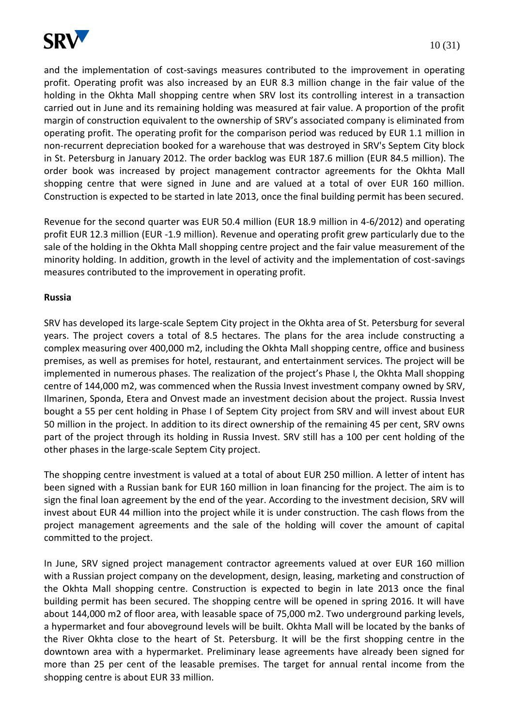and the implementation of cost-savings measures contributed to the improvement in operating profit. Operating profit was also increased by an EUR 8.3 million change in the fair value of the holding in the Okhta Mall shopping centre when SRV lost its controlling interest in a transaction carried out in June and its remaining holding was measured at fair value. A proportion of the profit margin of construction equivalent to the ownership of SRV's associated company is eliminated from operating profit. The operating profit for the comparison period was reduced by EUR 1.1 million in non-recurrent depreciation booked for a warehouse that was destroyed in SRV's Septem City block in St. Petersburg in January 2012. The order backlog was EUR 187.6 million (EUR 84.5 million). The order book was increased by project management contractor agreements for the Okhta Mall shopping centre that were signed in June and are valued at a total of over EUR 160 million. Construction is expected to be started in late 2013, once the final building permit has been secured.

Revenue for the second quarter was EUR 50.4 million (EUR 18.9 million in 4-6/2012) and operating profit EUR 12.3 million (EUR -1.9 million). Revenue and operating profit grew particularly due to the sale of the holding in the Okhta Mall shopping centre project and the fair value measurement of the minority holding. In addition, growth in the level of activity and the implementation of cost-savings measures contributed to the improvement in operating profit.

**Russia**

SRV has developed its large-scale Septem City project in the Okhta area of St. Petersburg for several years. The project covers a total of 8.5 hectares. The plans for the area include constructing a complex measuring over 400,000 m2, including the Okhta Mall shopping centre, office and business premises, as well as premises for hotel, restaurant, and entertainment services. The project will be implemented in numerous phases. The realization of the project's Phase I, the Okhta Mall shopping centre of 144,000 m2, was commenced when the Russia Invest investment company owned by SRV, Ilmarinen, Sponda, Etera and Onvest made an investment decision about the project. Russia Invest bought a 55 per cent holding in Phase I of Septem City project from SRV and will invest about EUR 50 million in the project. In addition to its direct ownership of the remaining 45 per cent, SRV owns part of the project through its holding in Russia Invest. SRV still has a 100 per cent holding of the other phases in the large-scale Septem City project.

The shopping centre investment is valued at a total of about EUR 250 million. A letter of intent has been signed with a Russian bank for EUR 160 million in loan financing for the project. The aim is to sign the final loan agreement by the end of the year. According to the investment decision, SRV will invest about EUR 44 million into the project while it is under construction. The cash flows from the project management agreements and the sale of the holding will cover the amount of capital committed to the project.

In June, SRV signed project management contractor agreements valued at over EUR 160 million with a Russian project company on the development, design, leasing, marketing and construction of the Okhta Mall shopping centre. Construction is expected to begin in late 2013 once the final building permit has been secured. The shopping centre will be opened in spring 2016. It will have about 144,000 m2 of floor area, with leasable space of 75,000 m2. Two underground parking levels, a hypermarket and four aboveground levels will be built. Okhta Mall will be located by the banks of the River Okhta close to the heart of St. Petersburg. It will be the first shopping centre in the downtown area with a hypermarket. Preliminary lease agreements have already been signed for more than 25 per cent of the leasable premises. The target for annual rental income from the shopping centre is about EUR 33 million.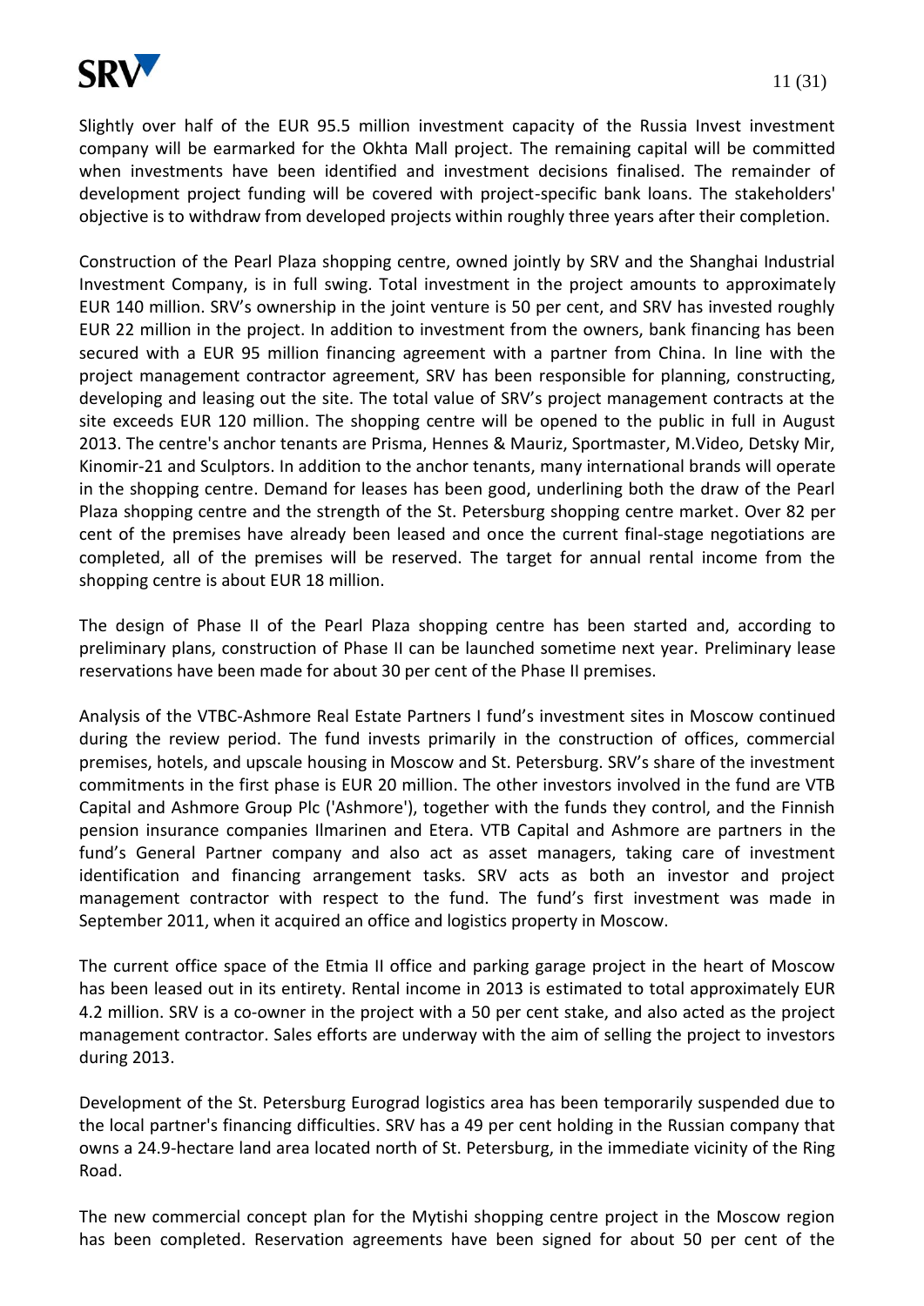Slightly over half of the EUR 95.5 million investment capacity of the Russia Invest investment company will be earmarked for the Okhta Mall project. The remaining capital will be committed when investments have been identified and investment decisions finalised. The remainder of development project funding will be covered with project-specific bank loans. The stakeholders' objective is to withdraw from developed projects within roughly three years after their completion.

Construction of the Pearl Plaza shopping centre, owned jointly by SRV and the Shanghai Industrial Investment Company, is in full swing. Total investment in the project amounts to approximately EUR 140 million. SRV's ownership in the joint venture is 50 per cent, and SRV has invested roughly EUR 22 million in the project. In addition to investment from the owners, bank financing has been secured with a EUR 95 million financing agreement with a partner from China. In line with the project management contractor agreement, SRV has been responsible for planning, constructing, developing and leasing out the site. The total value of SRV's project management contracts at the site exceeds EUR 120 million. The shopping centre will be opened to the public in full in August 2013. The centre's anchor tenants are Prisma, Hennes & Mauriz, Sportmaster, M.Video, Detsky Mir, Kinomir-21 and Sculptors. In addition to the anchor tenants, many international brands will operate in the shopping centre. Demand for leases has been good, underlining both the draw of the Pearl Plaza shopping centre and the strength of the St. Petersburg shopping centre market. Over 82 per cent of the premises have already been leased and once the current final-stage negotiations are completed, all of the premises will be reserved. The target for annual rental income from the shopping centre is about EUR 18 million.

The design of Phase II of the Pearl Plaza shopping centre has been started and, according to preliminary plans, construction of Phase II can be launched sometime next year. Preliminary lease reservations have been made for about 30 per cent of the Phase II premises.

Analysis of the VTBC-Ashmore Real Estate Partners I fund's investment sites in Moscow continued during the review period. The fund invests primarily in the construction of offices, commercial premises, hotels, and upscale housing in Moscow and St. Petersburg. SRV's share of the investment commitments in the first phase is EUR 20 million. The other investors involved in the fund are VTB Capital and Ashmore Group Plc ('Ashmore'), together with the funds they control, and the Finnish pension insurance companies Ilmarinen and Etera. VTB Capital and Ashmore are partners in the fund's General Partner company and also act as asset managers, taking care of investment identification and financing arrangement tasks. SRV acts as both an investor and project management contractor with respect to the fund. The fund's first investment was made in September 2011, when it acquired an office and logistics property in Moscow.

The current office space of the Etmia II office and parking garage project in the heart of Moscow has been leased out in its entirety. Rental income in 2013 is estimated to total approximately EUR 4.2 million. SRV is a co-owner in the project with a 50 per cent stake, and also acted as the project management contractor. Sales efforts are underway with the aim of selling the project to investors during 2013.

Development of the St. Petersburg Eurograd logistics area has been temporarily suspended due to the local partner's financing difficulties. SRV has a 49 per cent holding in the Russian company that owns a 24.9-hectare land area located north of St. Petersburg, in the immediate vicinity of the Ring Road.

The new commercial concept plan for the Mytishi shopping centre project in the Moscow region has been completed. Reservation agreements have been signed for about 50 per cent of the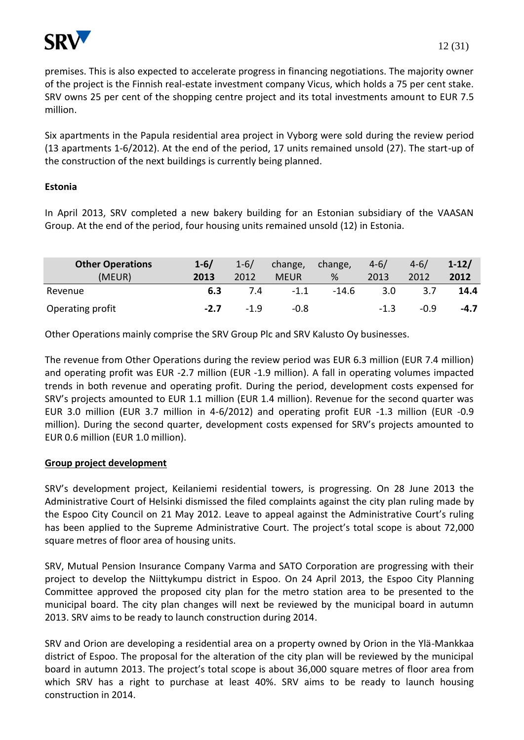premises. This is also expected to accelerate progress in financing negotiations. The majority owner of the project is the Finnish real-estate investment company Vicus, which holds a 75 per cent stake. SRV owns 25 per cent of the shopping centre project and its total investments amount to EUR 7.5 million.

Six apartments in the Papula residential area project in Vyborg were sold during the review period (13 apartments 1-6/2012). At the end of the period, 17 units remained unsold (27). The start-up of the construction of the next buildings is currently being planned.

**Estonia**

In April 2013, SRV completed a new bakery building for an Estonian subsidiary of the VAASAN Group. At the end of the period, four housing units remained unsold (12) in Estonia.

| **Other Operations** (MEUR) | **1-6/ 2013** | 1-6/ 2012 | change, MEUR | change, % | 4-6/ 2013 | 4-6/ 2012 | **1-12/ 2012** |
|---|---|---|---|---|---|---|---|
| Revenue | **6.3** | 7.4 | -1.1 | -14.6 | 3.0 | 3.7 | **14.4** |
| Operating profit | **-2.7** | -1.9 | -0.8 | | -1.3 | -0.9 | **-4.7** |

Other Operations mainly comprise the SRV Group Plc and SRV Kalusto Oy businesses.

The revenue from Other Operations during the review period was EUR 6.3 million (EUR 7.4 million) and operating profit was EUR -2.7 million (EUR -1.9 million). A fall in operating volumes impacted trends in both revenue and operating profit. During the period, development costs expensed for SRV's projects amounted to EUR 1.1 million (EUR 1.4 million). Revenue for the second quarter was EUR 3.0 million (EUR 3.7 million in 4-6/2012) and operating profit EUR -1.3 million (EUR -0.9 million). During the second quarter, development costs expensed for SRV's projects amounted to EUR 0.6 million (EUR 1.0 million).

**Group project development**

SRV's development project, Keilaniemi residential towers, is progressing. On 28 June 2013 the Administrative Court of Helsinki dismissed the filed complaints against the city plan ruling made by the Espoo City Council on 21 May 2012. Leave to appeal against the Administrative Court's ruling has been applied to the Supreme Administrative Court. The project's total scope is about 72,000 square metres of floor area of housing units.

SRV, Mutual Pension Insurance Company Varma and SATO Corporation are progressing with their project to develop the Niittykumpu district in Espoo. On 24 April 2013, the Espoo City Planning Committee approved the proposed city plan for the metro station area to be presented to the municipal board. The city plan changes will next be reviewed by the municipal board in autumn 2013. SRV aims to be ready to launch construction during 2014.

SRV and Orion are developing a residential area on a property owned by Orion in the Ylä-Mankkaa district of Espoo. The proposal for the alteration of the city plan will be reviewed by the municipal board in autumn 2013. The project's total scope is about 36,000 square metres of floor area from which SRV has a right to purchase at least 40%. SRV aims to be ready to launch housing construction in 2014.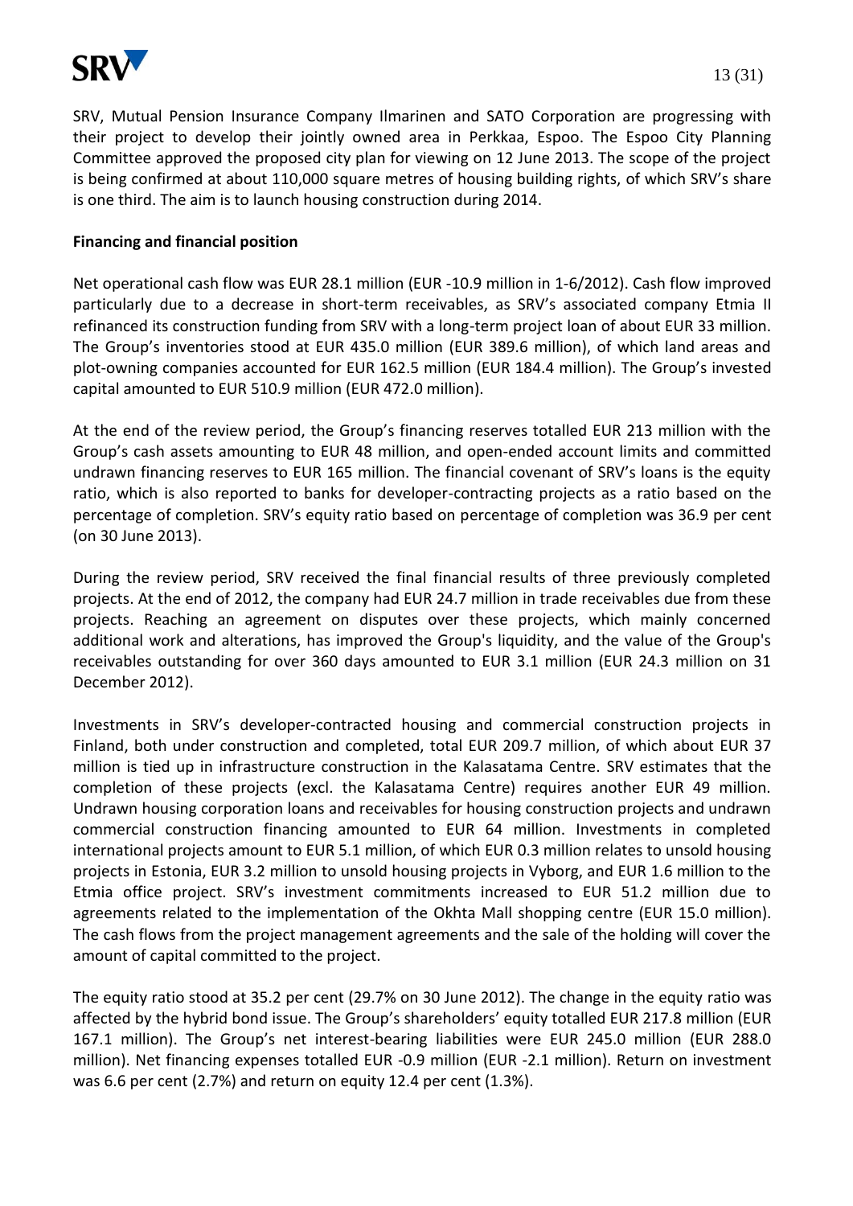SRV, Mutual Pension Insurance Company Ilmarinen and SATO Corporation are progressing with their project to develop their jointly owned area in Perkkaa, Espoo. The Espoo City Planning Committee approved the proposed city plan for viewing on 12 June 2013. The scope of the project is being confirmed at about 110,000 square metres of housing building rights, of which SRV's share is one third. The aim is to launch housing construction during 2014.

**Financing and financial position**

Net operational cash flow was EUR 28.1 million (EUR -10.9 million in 1-6/2012). Cash flow improved particularly due to a decrease in short-term receivables, as SRV's associated company Etmia II refinanced its construction funding from SRV with a long-term project loan of about EUR 33 million. The Group's inventories stood at EUR 435.0 million (EUR 389.6 million), of which land areas and plot-owning companies accounted for EUR 162.5 million (EUR 184.4 million). The Group's invested capital amounted to EUR 510.9 million (EUR 472.0 million).

At the end of the review period, the Group's financing reserves totalled EUR 213 million with the Group's cash assets amounting to EUR 48 million, and open-ended account limits and committed undrawn financing reserves to EUR 165 million. The financial covenant of SRV's loans is the equity ratio, which is also reported to banks for developer-contracting projects as a ratio based on the percentage of completion. SRV's equity ratio based on percentage of completion was 36.9 per cent (on 30 June 2013).

During the review period, SRV received the final financial results of three previously completed projects. At the end of 2012, the company had EUR 24.7 million in trade receivables due from these projects. Reaching an agreement on disputes over these projects, which mainly concerned additional work and alterations, has improved the Group's liquidity, and the value of the Group's receivables outstanding for over 360 days amounted to EUR 3.1 million (EUR 24.3 million on 31 December 2012).

Investments in SRV's developer-contracted housing and commercial construction projects in Finland, both under construction and completed, total EUR 209.7 million, of which about EUR 37 million is tied up in infrastructure construction in the Kalasatama Centre. SRV estimates that the completion of these projects (excl. the Kalasatama Centre) requires another EUR 49 million. Undrawn housing corporation loans and receivables for housing construction projects and undrawn commercial construction financing amounted to EUR 64 million. Investments in completed international projects amount to EUR 5.1 million, of which EUR 0.3 million relates to unsold housing projects in Estonia, EUR 3.2 million to unsold housing projects in Vyborg, and EUR 1.6 million to the Etmia office project. SRV's investment commitments increased to EUR 51.2 million due to agreements related to the implementation of the Okhta Mall shopping centre (EUR 15.0 million). The cash flows from the project management agreements and the sale of the holding will cover the amount of capital committed to the project.

The equity ratio stood at 35.2 per cent (29.7% on 30 June 2012). The change in the equity ratio was affected by the hybrid bond issue. The Group's shareholders' equity totalled EUR 217.8 million (EUR 167.1 million). The Group's net interest-bearing liabilities were EUR 245.0 million (EUR 288.0 million). Net financing expenses totalled EUR -0.9 million (EUR -2.1 million). Return on investment was 6.6 per cent (2.7%) and return on equity 12.4 per cent (1.3%).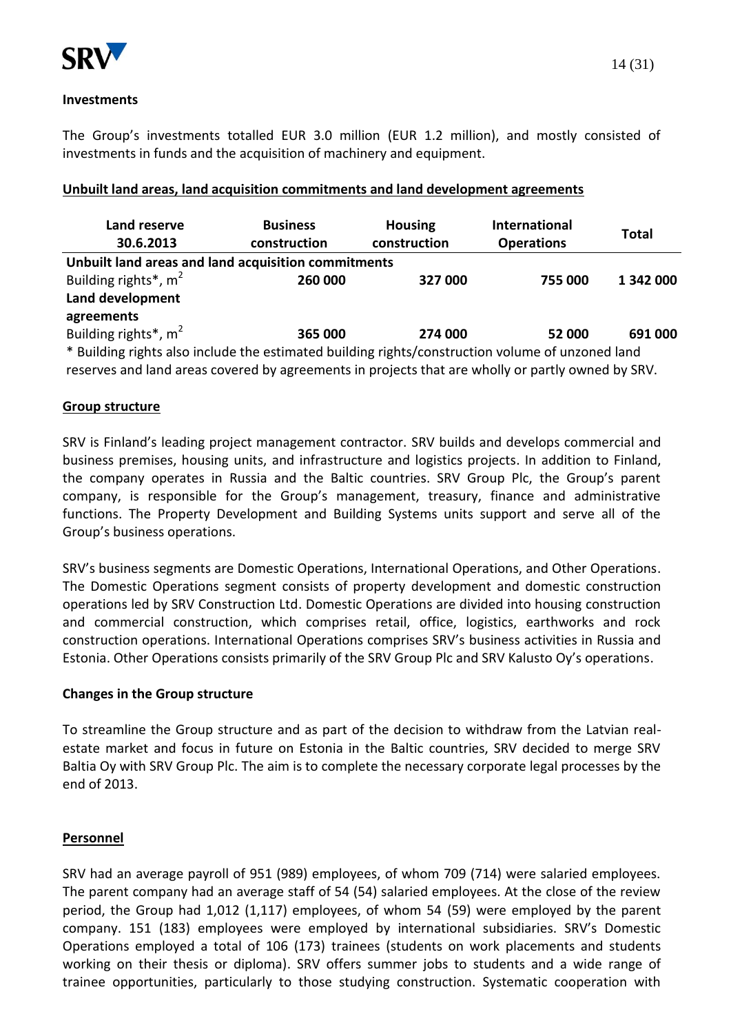**Investments**

The Group's investments totalled EUR 3.0 million (EUR 1.2 million), and mostly consisted of investments in funds and the acquisition of machinery and equipment.

**Unbuilt land areas, land acquisition commitments and land development agreements**

| Land reserve 30.6.2013 | Business construction | Housing construction | International Operations | Total |
|---|---|---|---|---|
| **Unbuilt land areas and land acquisition commitments** | | | | |
| Building rights*, $m^2$ | **260 000** | **327 000** | **755 000** | **1 342 000** |
| **Land development agreements** | | | | |
| Building rights*, $m^2$ | **365 000** | **274 000** | **52 000** | **691 000** |

\* Building rights also include the estimated building rights/construction volume of unzoned land reserves and land areas covered by agreements in projects that are wholly or partly owned by SRV.

**Group structure**

SRV is Finland's leading project management contractor. SRV builds and develops commercial and business premises, housing units, and infrastructure and logistics projects. In addition to Finland, the company operates in Russia and the Baltic countries. SRV Group Plc, the Group's parent company, is responsible for the Group's management, treasury, finance and administrative functions. The Property Development and Building Systems units support and serve all of the Group's business operations.

SRV's business segments are Domestic Operations, International Operations, and Other Operations. The Domestic Operations segment consists of property development and domestic construction operations led by SRV Construction Ltd. Domestic Operations are divided into housing construction and commercial construction, which comprises retail, office, logistics, earthworks and rock construction operations. International Operations comprises SRV's business activities in Russia and Estonia. Other Operations consists primarily of the SRV Group Plc and SRV Kalusto Oy's operations.

**Changes in the Group structure**

To streamline the Group structure and as part of the decision to withdraw from the Latvian real-estate market and focus in future on Estonia in the Baltic countries, SRV decided to merge SRV Baltia Oy with SRV Group Plc. The aim is to complete the necessary corporate legal processes by the end of 2013.

**Personnel**

SRV had an average payroll of 951 (989) employees, of whom 709 (714) were salaried employees. The parent company had an average staff of 54 (54) salaried employees. At the close of the review period, the Group had 1,012 (1,117) employees, of whom 54 (59) were employed by the parent company. 151 (183) employees were employed by international subsidiaries. SRV's Domestic Operations employed a total of 106 (173) trainees (students on work placements and students working on their thesis or diploma). SRV offers summer jobs to students and a wide range of trainee opportunities, particularly to those studying construction. Systematic cooperation with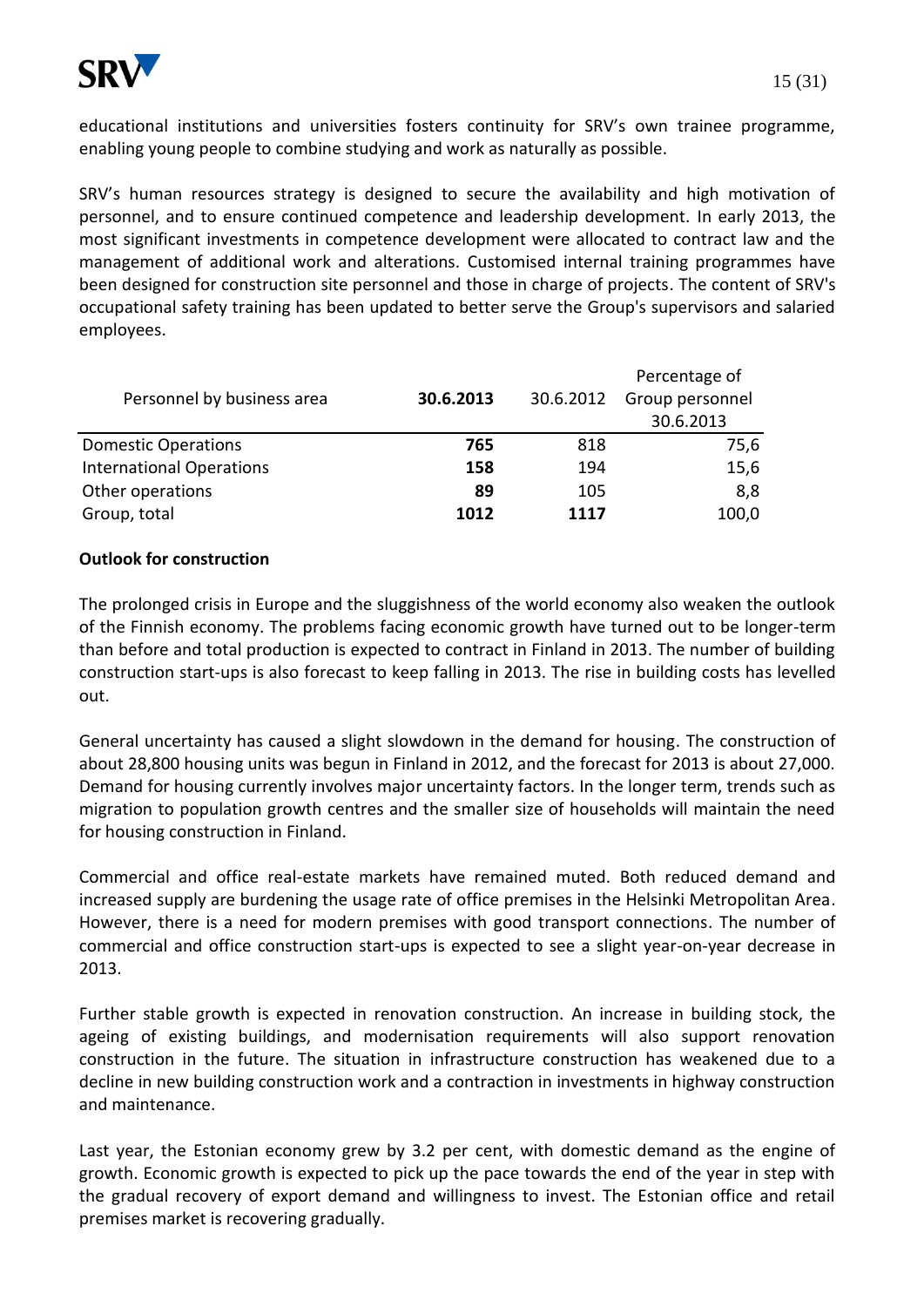educational institutions and universities fosters continuity for SRV's own trainee programme, enabling young people to combine studying and work as naturally as possible.

SRV's human resources strategy is designed to secure the availability and high motivation of personnel, and to ensure continued competence and leadership development. In early 2013, the most significant investments in competence development were allocated to contract law and the management of additional work and alterations. Customised internal training programmes have been designed for construction site personnel and those in charge of projects. The content of SRV's occupational safety training has been updated to better serve the Group's supervisors and salaried employees.

| Personnel by business area | **30.6.2013** | 30.6.2012 | Percentage of Group personnel 30.6.2013 |
|---|---|---|---|
| Domestic Operations | **765** | 818 | 75,6 |
| International Operations | **158** | 194 | 15,6 |
| Other operations | **89** | 105 | 8,8 |
| Group, total | **1012** | **1117** | 100,0 |

**Outlook for construction**

The prolonged crisis in Europe and the sluggishness of the world economy also weaken the outlook of the Finnish economy. The problems facing economic growth have turned out to be longer-term than before and total production is expected to contract in Finland in 2013. The number of building construction start-ups is also forecast to keep falling in 2013. The rise in building costs has levelled out.

General uncertainty has caused a slight slowdown in the demand for housing. The construction of about 28,800 housing units was begun in Finland in 2012, and the forecast for 2013 is about 27,000. Demand for housing currently involves major uncertainty factors. In the longer term, trends such as migration to population growth centres and the smaller size of households will maintain the need for housing construction in Finland.

Commercial and office real-estate markets have remained muted. Both reduced demand and increased supply are burdening the usage rate of office premises in the Helsinki Metropolitan Area. However, there is a need for modern premises with good transport connections. The number of commercial and office construction start-ups is expected to see a slight year-on-year decrease in 2013.

Further stable growth is expected in renovation construction. An increase in building stock, the ageing of existing buildings, and modernisation requirements will also support renovation construction in the future. The situation in infrastructure construction has weakened due to a decline in new building construction work and a contraction in investments in highway construction and maintenance.

Last year, the Estonian economy grew by 3.2 per cent, with domestic demand as the engine of growth. Economic growth is expected to pick up the pace towards the end of the year in step with the gradual recovery of export demand and willingness to invest. The Estonian office and retail premises market is recovering gradually.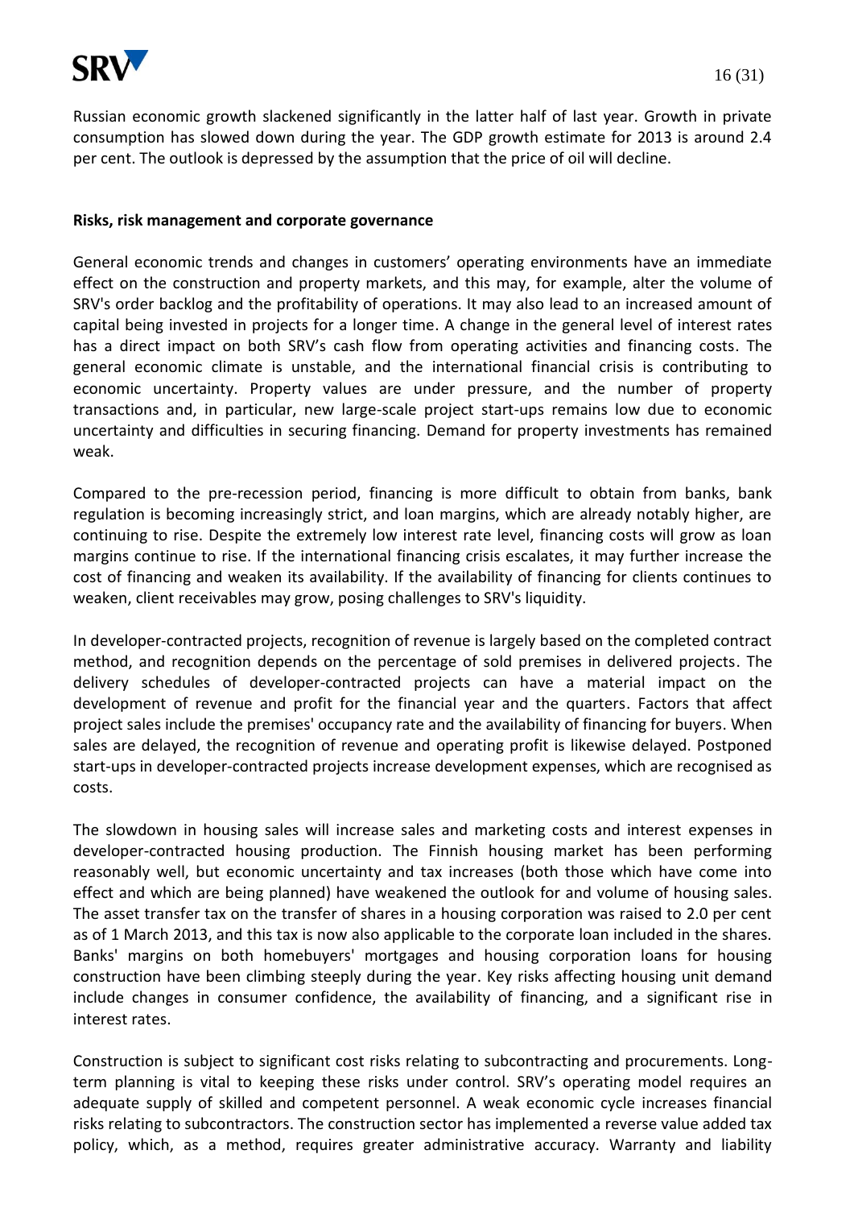Russian economic growth slackened significantly in the latter half of last year. Growth in private consumption has slowed down during the year. The GDP growth estimate for 2013 is around 2.4 per cent. The outlook is depressed by the assumption that the price of oil will decline.

**Risks, risk management and corporate governance**

General economic trends and changes in customers' operating environments have an immediate effect on the construction and property markets, and this may, for example, alter the volume of SRV's order backlog and the profitability of operations. It may also lead to an increased amount of capital being invested in projects for a longer time. A change in the general level of interest rates has a direct impact on both SRV's cash flow from operating activities and financing costs. The general economic climate is unstable, and the international financial crisis is contributing to economic uncertainty. Property values are under pressure, and the number of property transactions and, in particular, new large-scale project start-ups remains low due to economic uncertainty and difficulties in securing financing. Demand for property investments has remained weak.

Compared to the pre-recession period, financing is more difficult to obtain from banks, bank regulation is becoming increasingly strict, and loan margins, which are already notably higher, are continuing to rise. Despite the extremely low interest rate level, financing costs will grow as loan margins continue to rise. If the international financing crisis escalates, it may further increase the cost of financing and weaken its availability. If the availability of financing for clients continues to weaken, client receivables may grow, posing challenges to SRV's liquidity.

In developer-contracted projects, recognition of revenue is largely based on the completed contract method, and recognition depends on the percentage of sold premises in delivered projects. The delivery schedules of developer-contracted projects can have a material impact on the development of revenue and profit for the financial year and the quarters. Factors that affect project sales include the premises' occupancy rate and the availability of financing for buyers. When sales are delayed, the recognition of revenue and operating profit is likewise delayed. Postponed start-ups in developer-contracted projects increase development expenses, which are recognised as costs.

The slowdown in housing sales will increase sales and marketing costs and interest expenses in developer-contracted housing production. The Finnish housing market has been performing reasonably well, but economic uncertainty and tax increases (both those which have come into effect and which are being planned) have weakened the outlook for and volume of housing sales. The asset transfer tax on the transfer of shares in a housing corporation was raised to 2.0 per cent as of 1 March 2013, and this tax is now also applicable to the corporate loan included in the shares. Banks' margins on both homebuyers' mortgages and housing corporation loans for housing construction have been climbing steeply during the year. Key risks affecting housing unit demand include changes in consumer confidence, the availability of financing, and a significant rise in interest rates.

Construction is subject to significant cost risks relating to subcontracting and procurements. Long-term planning is vital to keeping these risks under control. SRV's operating model requires an adequate supply of skilled and competent personnel. A weak economic cycle increases financial risks relating to subcontractors. The construction sector has implemented a reverse value added tax policy, which, as a method, requires greater administrative accuracy. Warranty and liability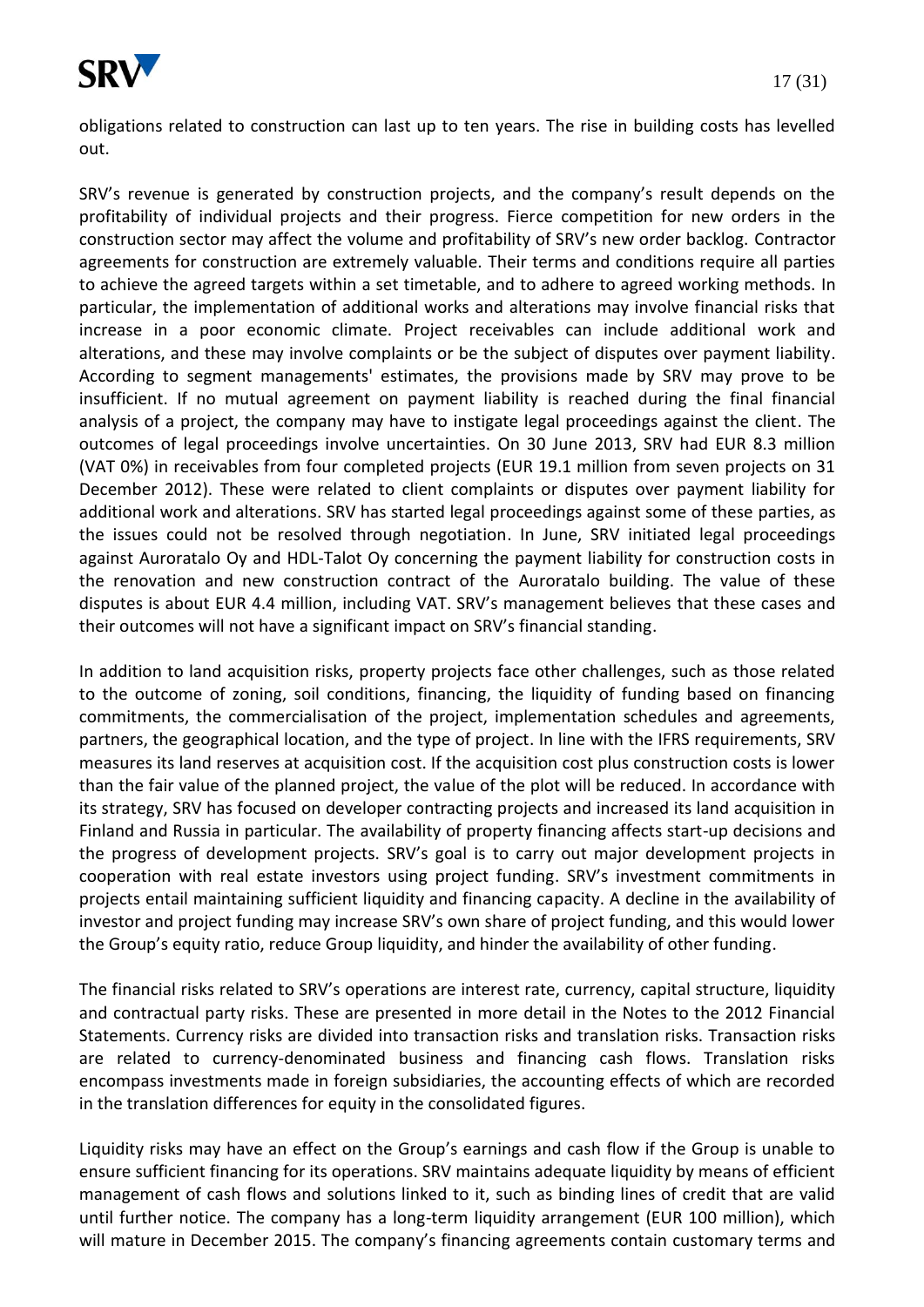obligations related to construction can last up to ten years. The rise in building costs has levelled out.

SRV's revenue is generated by construction projects, and the company's result depends on the profitability of individual projects and their progress. Fierce competition for new orders in the construction sector may affect the volume and profitability of SRV's new order backlog. Contractor agreements for construction are extremely valuable. Their terms and conditions require all parties to achieve the agreed targets within a set timetable, and to adhere to agreed working methods. In particular, the implementation of additional works and alterations may involve financial risks that increase in a poor economic climate. Project receivables can include additional work and alterations, and these may involve complaints or be the subject of disputes over payment liability. According to segment managements' estimates, the provisions made by SRV may prove to be insufficient. If no mutual agreement on payment liability is reached during the final financial analysis of a project, the company may have to instigate legal proceedings against the client. The outcomes of legal proceedings involve uncertainties. On 30 June 2013, SRV had EUR 8.3 million (VAT 0%) in receivables from four completed projects (EUR 19.1 million from seven projects on 31 December 2012). These were related to client complaints or disputes over payment liability for additional work and alterations. SRV has started legal proceedings against some of these parties, as the issues could not be resolved through negotiation. In June, SRV initiated legal proceedings against Auroratalo Oy and HDL-Talot Oy concerning the payment liability for construction costs in the renovation and new construction contract of the Auroratalo building. The value of these disputes is about EUR 4.4 million, including VAT. SRV's management believes that these cases and their outcomes will not have a significant impact on SRV's financial standing.

In addition to land acquisition risks, property projects face other challenges, such as those related to the outcome of zoning, soil conditions, financing, the liquidity of funding based on financing commitments, the commercialisation of the project, implementation schedules and agreements, partners, the geographical location, and the type of project. In line with the IFRS requirements, SRV measures its land reserves at acquisition cost. If the acquisition cost plus construction costs is lower than the fair value of the planned project, the value of the plot will be reduced. In accordance with its strategy, SRV has focused on developer contracting projects and increased its land acquisition in Finland and Russia in particular. The availability of property financing affects start-up decisions and the progress of development projects. SRV's goal is to carry out major development projects in cooperation with real estate investors using project funding. SRV's investment commitments in projects entail maintaining sufficient liquidity and financing capacity. A decline in the availability of investor and project funding may increase SRV's own share of project funding, and this would lower the Group's equity ratio, reduce Group liquidity, and hinder the availability of other funding.

The financial risks related to SRV's operations are interest rate, currency, capital structure, liquidity and contractual party risks. These are presented in more detail in the Notes to the 2012 Financial Statements. Currency risks are divided into transaction risks and translation risks. Transaction risks are related to currency-denominated business and financing cash flows. Translation risks encompass investments made in foreign subsidiaries, the accounting effects of which are recorded in the translation differences for equity in the consolidated figures.

Liquidity risks may have an effect on the Group's earnings and cash flow if the Group is unable to ensure sufficient financing for its operations. SRV maintains adequate liquidity by means of efficient management of cash flows and solutions linked to it, such as binding lines of credit that are valid until further notice. The company has a long-term liquidity arrangement (EUR 100 million), which will mature in December 2015. The company's financing agreements contain customary terms and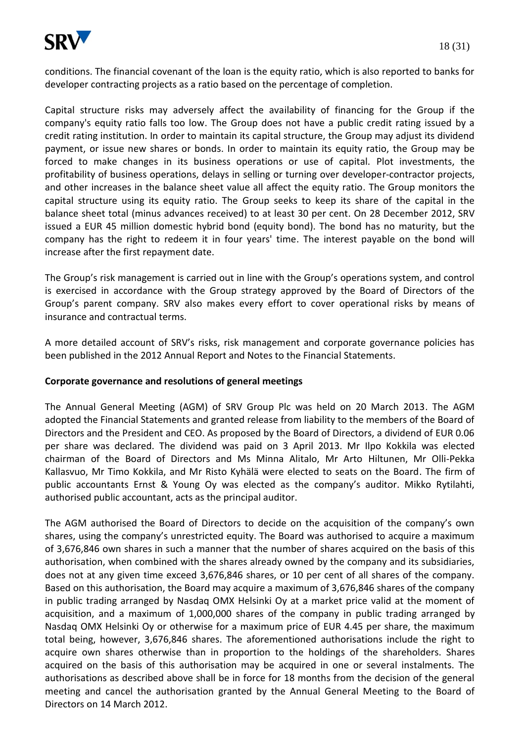conditions. The financial covenant of the loan is the equity ratio, which is also reported to banks for developer contracting projects as a ratio based on the percentage of completion.

Capital structure risks may adversely affect the availability of financing for the Group if the company's equity ratio falls too low. The Group does not have a public credit rating issued by a credit rating institution. In order to maintain its capital structure, the Group may adjust its dividend payment, or issue new shares or bonds. In order to maintain its equity ratio, the Group may be forced to make changes in its business operations or use of capital. Plot investments, the profitability of business operations, delays in selling or turning over developer-contractor projects, and other increases in the balance sheet value all affect the equity ratio. The Group monitors the capital structure using its equity ratio. The Group seeks to keep its share of the capital in the balance sheet total (minus advances received) to at least 30 per cent. On 28 December 2012, SRV issued a EUR 45 million domestic hybrid bond (equity bond). The bond has no maturity, but the company has the right to redeem it in four years' time. The interest payable on the bond will increase after the first repayment date.

The Group's risk management is carried out in line with the Group's operations system, and control is exercised in accordance with the Group strategy approved by the Board of Directors of the Group's parent company. SRV also makes every effort to cover operational risks by means of insurance and contractual terms.

A more detailed account of SRV's risks, risk management and corporate governance policies has been published in the 2012 Annual Report and Notes to the Financial Statements.

**Corporate governance and resolutions of general meetings**

The Annual General Meeting (AGM) of SRV Group Plc was held on 20 March 2013. The AGM adopted the Financial Statements and granted release from liability to the members of the Board of Directors and the President and CEO. As proposed by the Board of Directors, a dividend of EUR 0.06 per share was declared. The dividend was paid on 3 April 2013. Mr Ilpo Kokkila was elected chairman of the Board of Directors and Ms Minna Alitalo, Mr Arto Hiltunen, Mr Olli-Pekka Kallasvuo, Mr Timo Kokkila, and Mr Risto Kyhälä were elected to seats on the Board. The firm of public accountants Ernst & Young Oy was elected as the company's auditor. Mikko Rytilahti, authorised public accountant, acts as the principal auditor.

The AGM authorised the Board of Directors to decide on the acquisition of the company's own shares, using the company's unrestricted equity. The Board was authorised to acquire a maximum of 3,676,846 own shares in such a manner that the number of shares acquired on the basis of this authorisation, when combined with the shares already owned by the company and its subsidiaries, does not at any given time exceed 3,676,846 shares, or 10 per cent of all shares of the company. Based on this authorisation, the Board may acquire a maximum of 3,676,846 shares of the company in public trading arranged by Nasdaq OMX Helsinki Oy at a market price valid at the moment of acquisition, and a maximum of 1,000,000 shares of the company in public trading arranged by Nasdaq OMX Helsinki Oy or otherwise for a maximum price of EUR 4.45 per share, the maximum total being, however, 3,676,846 shares. The aforementioned authorisations include the right to acquire own shares otherwise than in proportion to the holdings of the shareholders. Shares acquired on the basis of this authorisation may be acquired in one or several instalments. The authorisations as described above shall be in force for 18 months from the decision of the general meeting and cancel the authorisation granted by the Annual General Meeting to the Board of Directors on 14 March 2012.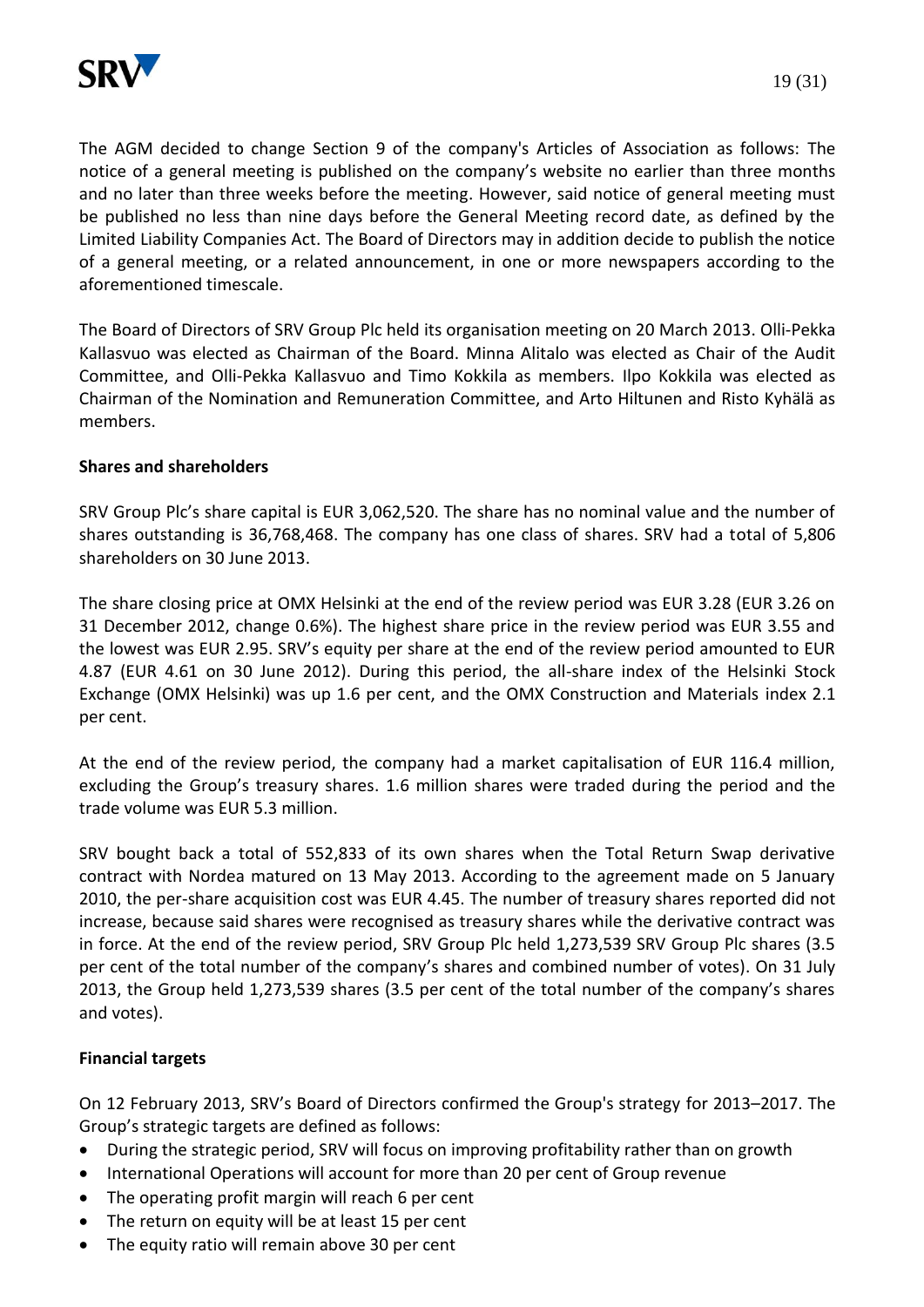The AGM decided to change Section 9 of the company's Articles of Association as follows: The notice of a general meeting is published on the company's website no earlier than three months and no later than three weeks before the meeting. However, said notice of general meeting must be published no less than nine days before the General Meeting record date, as defined by the Limited Liability Companies Act. The Board of Directors may in addition decide to publish the notice of a general meeting, or a related announcement, in one or more newspapers according to the aforementioned timescale.

The Board of Directors of SRV Group Plc held its organisation meeting on 20 March 2013. Olli-Pekka Kallasvuo was elected as Chairman of the Board. Minna Alitalo was elected as Chair of the Audit Committee, and Olli-Pekka Kallasvuo and Timo Kokkila as members. Ilpo Kokkila was elected as Chairman of the Nomination and Remuneration Committee, and Arto Hiltunen and Risto Kyhälä as members.

**Shares and shareholders**

SRV Group Plc's share capital is EUR 3,062,520. The share has no nominal value and the number of shares outstanding is 36,768,468. The company has one class of shares. SRV had a total of 5,806 shareholders on 30 June 2013.

The share closing price at OMX Helsinki at the end of the review period was EUR 3.28 (EUR 3.26 on 31 December 2012, change 0.6%). The highest share price in the review period was EUR 3.55 and the lowest was EUR 2.95. SRV's equity per share at the end of the review period amounted to EUR 4.87 (EUR 4.61 on 30 June 2012). During this period, the all-share index of the Helsinki Stock Exchange (OMX Helsinki) was up 1.6 per cent, and the OMX Construction and Materials index 2.1 per cent.

At the end of the review period, the company had a market capitalisation of EUR 116.4 million, excluding the Group's treasury shares. 1.6 million shares were traded during the period and the trade volume was EUR 5.3 million.

SRV bought back a total of 552,833 of its own shares when the Total Return Swap derivative contract with Nordea matured on 13 May 2013. According to the agreement made on 5 January 2010, the per-share acquisition cost was EUR 4.45. The number of treasury shares reported did not increase, because said shares were recognised as treasury shares while the derivative contract was in force. At the end of the review period, SRV Group Plc held 1,273,539 SRV Group Plc shares (3.5 per cent of the total number of the company's shares and combined number of votes). On 31 July 2013, the Group held 1,273,539 shares (3.5 per cent of the total number of the company's shares and votes).

**Financial targets**

On 12 February 2013, SRV's Board of Directors confirmed the Group's strategy for 2013–2017. The Group's strategic targets are defined as follows:

- During the strategic period, SRV will focus on improving profitability rather than on growth
- International Operations will account for more than 20 per cent of Group revenue
- The operating profit margin will reach 6 per cent
- The return on equity will be at least 15 per cent
- The equity ratio will remain above 30 per cent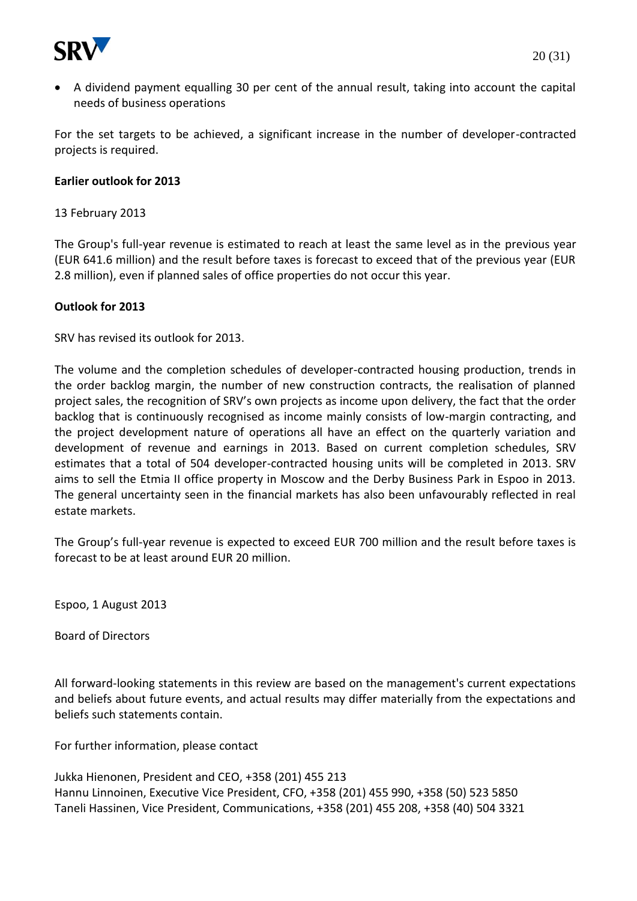- A dividend payment equalling 30 per cent of the annual result, taking into account the capital needs of business operations

For the set targets to be achieved, a significant increase in the number of developer-contracted projects is required.

**Earlier outlook for 2013**

13 February 2013

The Group's full-year revenue is estimated to reach at least the same level as in the previous year (EUR 641.6 million) and the result before taxes is forecast to exceed that of the previous year (EUR 2.8 million), even if planned sales of office properties do not occur this year.

**Outlook for 2013**

SRV has revised its outlook for 2013.

The volume and the completion schedules of developer-contracted housing production, trends in the order backlog margin, the number of new construction contracts, the realisation of planned project sales, the recognition of SRV's own projects as income upon delivery, the fact that the order backlog that is continuously recognised as income mainly consists of low-margin contracting, and the project development nature of operations all have an effect on the quarterly variation and development of revenue and earnings in 2013. Based on current completion schedules, SRV estimates that a total of 504 developer-contracted housing units will be completed in 2013. SRV aims to sell the Etmia II office property in Moscow and the Derby Business Park in Espoo in 2013. The general uncertainty seen in the financial markets has also been unfavourably reflected in real estate markets.

The Group's full-year revenue is expected to exceed EUR 700 million and the result before taxes is forecast to be at least around EUR 20 million.

Espoo, 1 August 2013

Board of Directors

All forward-looking statements in this review are based on the management's current expectations and beliefs about future events, and actual results may differ materially from the expectations and beliefs such statements contain.

For further information, please contact

Jukka Hienonen, President and CEO, +358 (201) 455 213
Hannu Linnoinen, Executive Vice President, CFO, +358 (201) 455 990, +358 (50) 523 5850
Taneli Hassinen, Vice President, Communications, +358 (201) 455 208, +358 (40) 504 3321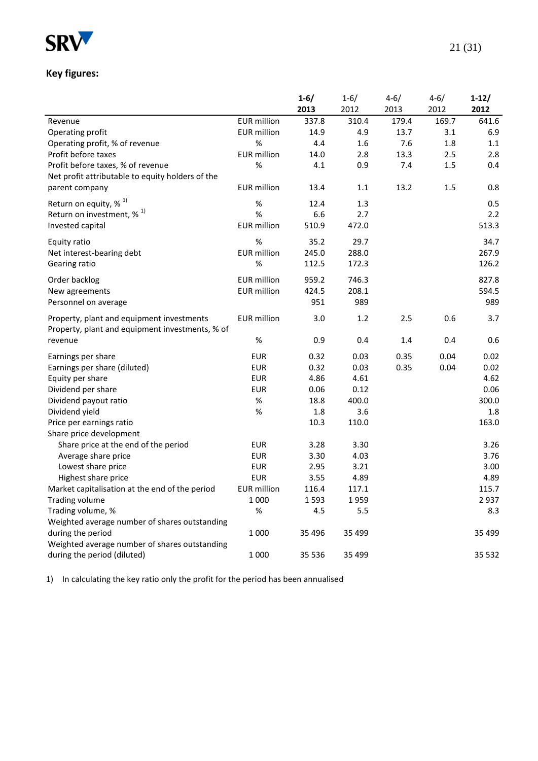## Key figures:

| | | 1-6/ 2013 | 1-6/ 2012 | 4-6/ 2013 | 4-6/ 2012 | 1-12/ 2012 |
|---|---|---|---|---|---|---|
| Revenue | EUR million | 337.8 | 310.4 | 179.4 | 169.7 | 641.6 |
| Operating profit | EUR million | 14.9 | 4.9 | 13.7 | 3.1 | 6.9 |
| Operating profit, % of revenue | % | 4.4 | 1.6 | 7.6 | 1.8 | 1.1 |
| Profit before taxes | EUR million | 14.0 | 2.8 | 13.3 | 2.5 | 2.8 |
| Profit before taxes, % of revenue | % | 4.1 | 0.9 | 7.4 | 1.5 | 0.4 |
| Net profit attributable to equity holders of the parent company | EUR million | 13.4 | 1.1 | 13.2 | 1.5 | 0.8 |
| Return on equity, % [1)] | % | 12.4 | 1.3 | | | 0.5 |
| Return on investment, % [1)] | % | 6.6 | 2.7 | | | 2.2 |
| Invested capital | EUR million | 510.9 | 472.0 | | | 513.3 |
| Equity ratio | % | 35.2 | 29.7 | | | 34.7 |
| Net interest-bearing debt | EUR million | 245.0 | 288.0 | | | 267.9 |
| Gearing ratio | % | 112.5 | 172.3 | | | 126.2 |
| Order backlog | EUR million | 959.2 | 746.3 | | | 827.8 |
| New agreements | EUR million | 424.5 | 208.1 | | | 594.5 |
| Personnel on average | | 951 | 989 | | | 989 |
| Property, plant and equipment investments | EUR million | 3.0 | 1.2 | 2.5 | 0.6 | 3.7 |
| Property, plant and equipment investments, % of revenue | % | 0.9 | 0.4 | 1.4 | 0.4 | 0.6 |
| Earnings per share | EUR | 0.32 | 0.03 | 0.35 | 0.04 | 0.02 |
| Earnings per share (diluted) | EUR | 0.32 | 0.03 | 0.35 | 0.04 | 0.02 |
| Equity per share | EUR | 4.86 | 4.61 | | | 4.62 |
| Dividend per share | EUR | 0.06 | 0.12 | | | 0.06 |
| Dividend payout ratio | % | 18.8 | 400.0 | | | 300.0 |
| Dividend yield | % | 1.8 | 3.6 | | | 1.8 |
| Price per earnings ratio | | 10.3 | 110.0 | | | 163.0 |
| Share price development | | | | | | |
| Share price at the end of the period | EUR | 3.28 | 3.30 | | | 3.26 |
| Average share price | EUR | 3.30 | 4.03 | | | 3.76 |
| Lowest share price | EUR | 2.95 | 3.21 | | | 3.00 |
| Highest share price | EUR | 3.55 | 4.89 | | | 4.89 |
| Market capitalisation at the end of the period | EUR million | 116.4 | 117.1 | | | 115.7 |
| Trading volume | 1 000 | 1 593 | 1 959 | | | 2 937 |
| Trading volume, % | % | 4.5 | 5.5 | | | 8.3 |
| Weighted average number of shares outstanding during the period | 1 000 | 35 496 | 35 499 | | | 35 499 |
| Weighted average number of shares outstanding during the period (diluted) | 1 000 | 35 536 | 35 499 | | | 35 532 |

1) In calculating the key ratio only the profit for the period has been annualised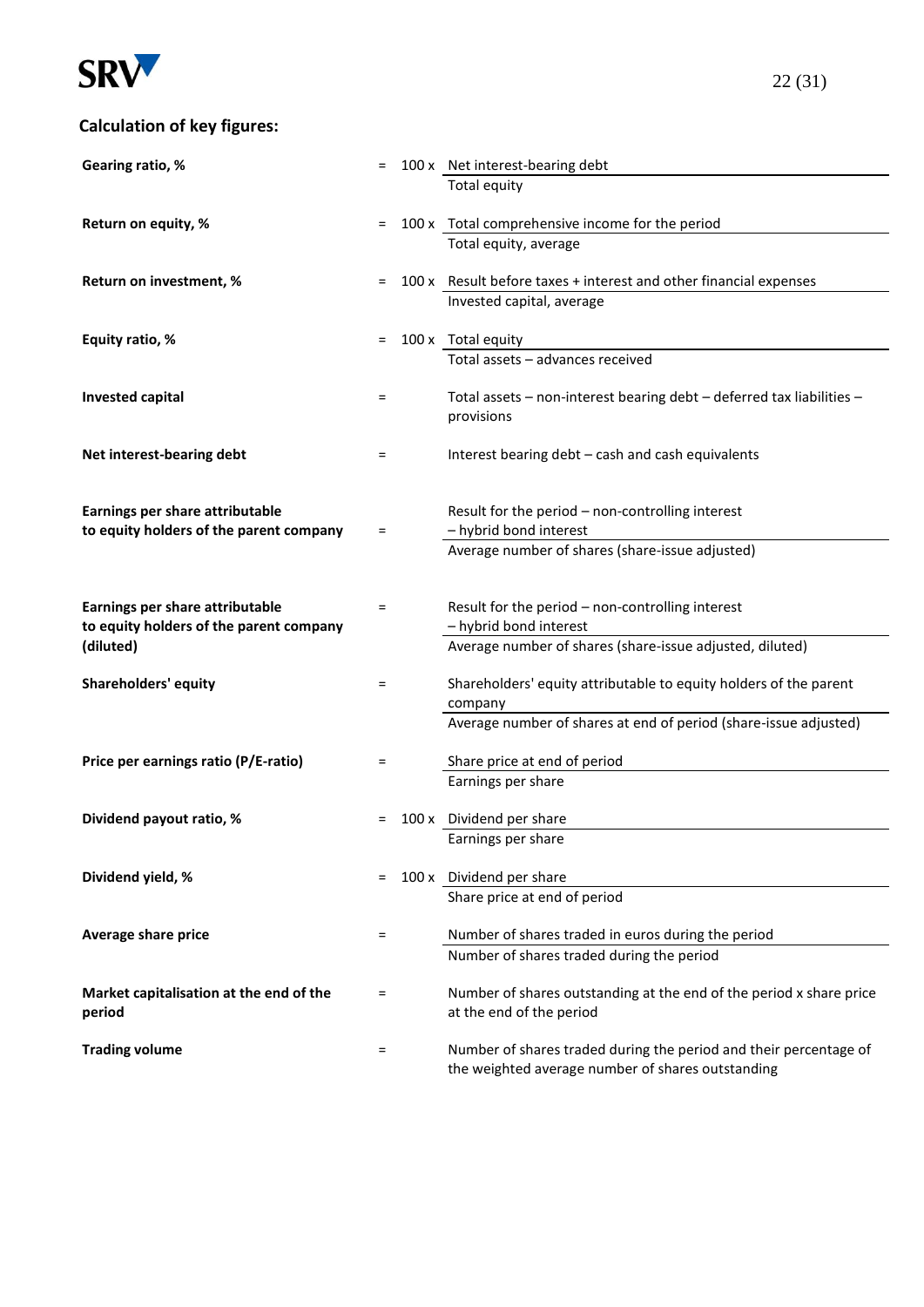## Calculation of key figures:

**Gearing ratio, %**

$$= 100 \times \frac{\text{Net interest-bearing debt}}{\text{Total equity}}$$

**Return on equity, %**

$$= 100 \times \frac{\text{Total comprehensive income for the period}}{\text{Total equity, average}}$$

**Return on investment, %**

$$= 100 \times \frac{\text{Result before taxes + interest and other financial expenses}}{\text{Invested capital, average}}$$

**Equity ratio, %**

$$= 100 \times \frac{\text{Total equity}}{\text{Total assets – advances received}}$$

**Invested capital**

= Total assets – non-interest bearing debt – deferred tax liabilities – provisions

**Net interest-bearing debt**

= Interest bearing debt – cash and cash equivalents

**Earnings per share attributable to equity holders of the parent company**

$$= \frac{\text{Result for the period – non-controlling interest – hybrid bond interest}}{\text{Average number of shares (share-issue adjusted)}}$$

**Earnings per share attributable to equity holders of the parent company (diluted)**

$$= \frac{\text{Result for the period – non-controlling interest – hybrid bond interest}}{\text{Average number of shares (share-issue adjusted, diluted)}}$$

**Shareholders' equity**

$$= \frac{\text{Shareholders' equity attributable to equity holders of the parent company}}{\text{Average number of shares at end of period (share-issue adjusted)}}$$

**Price per earnings ratio (P/E-ratio)**

$$= \frac{\text{Share price at end of period}}{\text{Earnings per share}}$$

**Dividend payout ratio, %**

$$= 100 \times \frac{\text{Dividend per share}}{\text{Earnings per share}}$$

**Dividend yield, %**

$$= 100 \times \frac{\text{Dividend per share}}{\text{Share price at end of period}}$$

**Average share price**

$$= \frac{\text{Number of shares traded in euros during the period}}{\text{Number of shares traded during the period}}$$

**Market capitalisation at the end of the period**

= Number of shares outstanding at the end of the period x share price at the end of the period

**Trading volume**

= Number of shares traded during the period and their percentage of the weighted average number of shares outstanding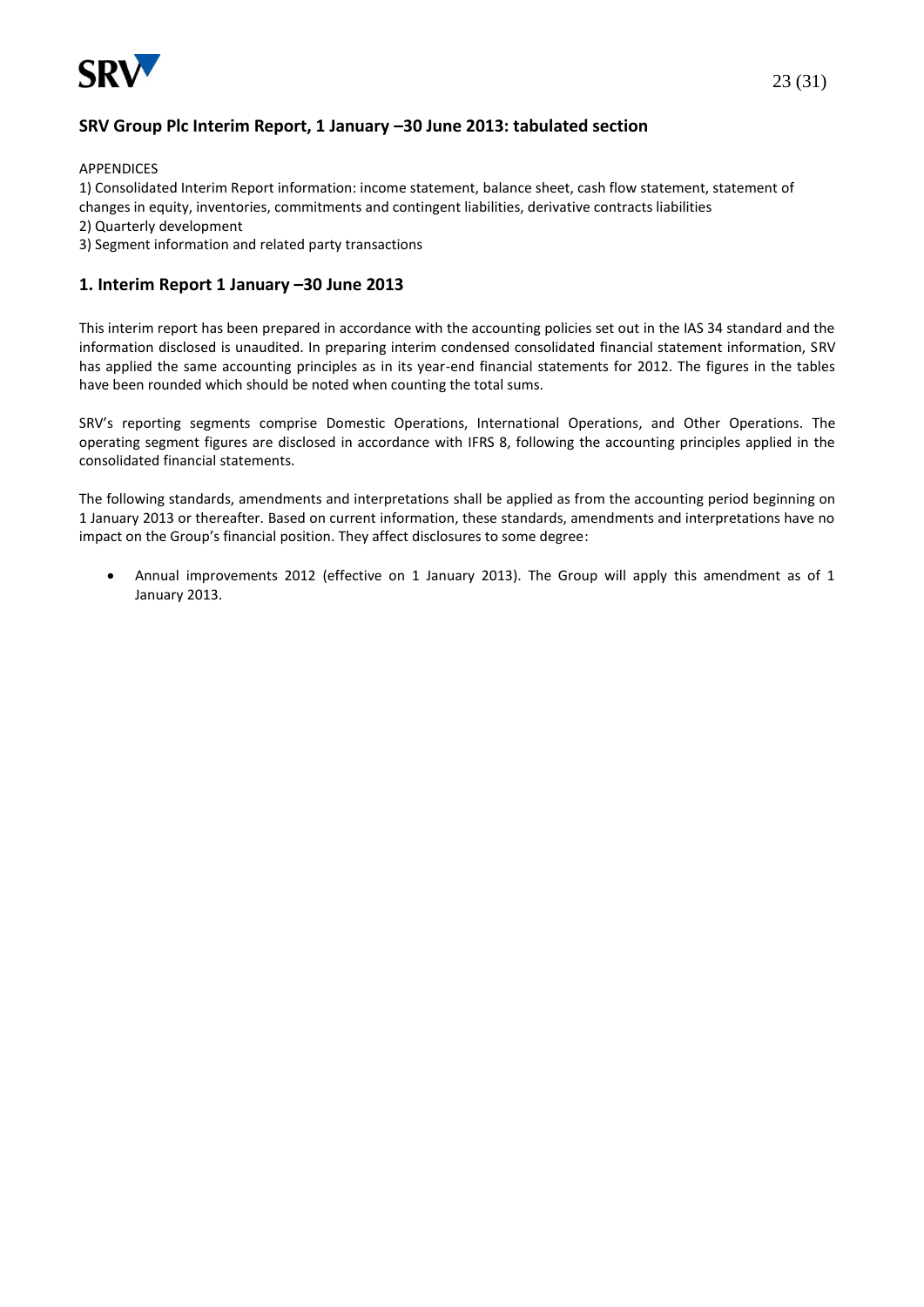## SRV Group Plc Interim Report, 1 January –30 June 2013: tabulated section

APPENDICES

1) Consolidated Interim Report information: income statement, balance sheet, cash flow statement, statement of changes in equity, inventories, commitments and contingent liabilities, derivative contracts liabilities
2) Quarterly development
3) Segment information and related party transactions

## 1. Interim Report 1 January –30 June 2013

This interim report has been prepared in accordance with the accounting policies set out in the IAS 34 standard and the information disclosed is unaudited. In preparing interim condensed consolidated financial statement information, SRV has applied the same accounting principles as in its year-end financial statements for 2012. The figures in the tables have been rounded which should be noted when counting the total sums.

SRV's reporting segments comprise Domestic Operations, International Operations, and Other Operations. The operating segment figures are disclosed in accordance with IFRS 8, following the accounting principles applied in the consolidated financial statements.

The following standards, amendments and interpretations shall be applied as from the accounting period beginning on 1 January 2013 or thereafter. Based on current information, these standards, amendments and interpretations have no impact on the Group's financial position. They affect disclosures to some degree:

- Annual improvements 2012 (effective on 1 January 2013). The Group will apply this amendment as of 1 January 2013.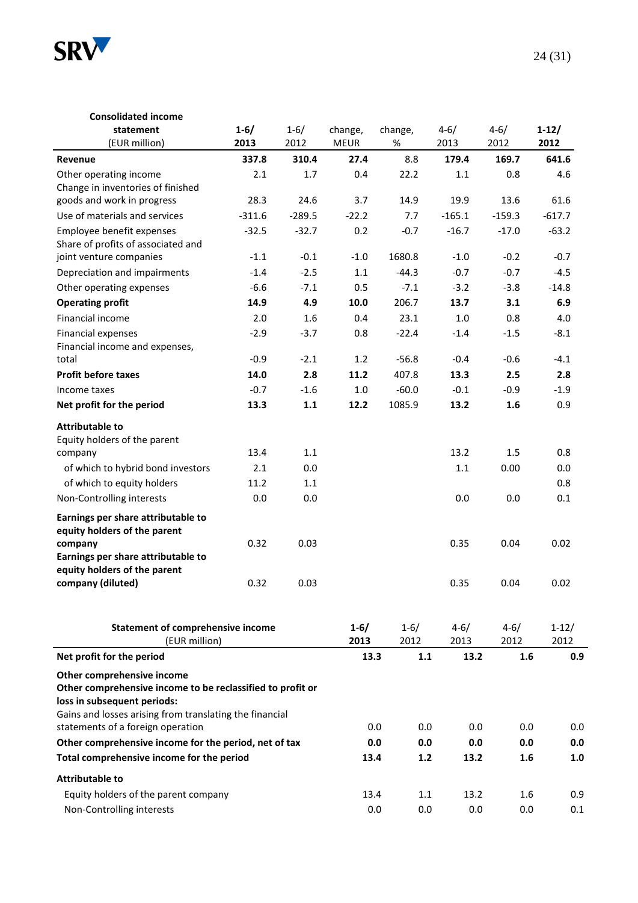| Consolidated income statement (EUR million) | 1-6/ 2013 | 1-6/ 2012 | change, MEUR | change, % | 4-6/ 2013 | 4-6/ 2012 | 1-12/ 2012 |
|---|---|---|---|---|---|---|---|
| **Revenue** | **337.8** | 310.4 | **27.4** | 8.8 | 179.4 | 169.7 | **641.6** |
| Other operating income | 2.1 | 1.7 | 0.4 | 22.2 | 1.1 | 0.8 | 4.6 |
| Change in inventories of finished goods and work in progress | 28.3 | 24.6 | 3.7 | 14.9 | 19.9 | 13.6 | 61.6 |
| Use of materials and services | -311.6 | -289.5 | -22.2 | 7.7 | -165.1 | -159.3 | -617.7 |
| Employee benefit expenses | -32.5 | -32.7 | 0.2 | -0.7 | -16.7 | -17.0 | -63.2 |
| Share of profits of associated and joint venture companies | -1.1 | -0.1 | -1.0 | 1680.8 | -1.0 | -0.2 | -0.7 |
| Depreciation and impairments | -1.4 | -2.5 | 1.1 | -44.3 | -0.7 | -0.7 | -4.5 |
| Other operating expenses | -6.6 | -7.1 | 0.5 | -7.1 | -3.2 | -3.8 | -14.8 |
| **Operating profit** | **14.9** | **4.9** | **10.0** | 206.7 | **13.7** | **3.1** | **6.9** |
| Financial income | 2.0 | 1.6 | 0.4 | 23.1 | 1.0 | 0.8 | 4.0 |
| Financial expenses | -2.9 | -3.7 | 0.8 | -22.4 | -1.4 | -1.5 | -8.1 |
| Financial income and expenses, total | -0.9 | -2.1 | 1.2 | -56.8 | -0.4 | -0.6 | -4.1 |
| **Profit before taxes** | **14.0** | **2.8** | **11.2** | 407.8 | **13.3** | **2.5** | **2.8** |
| Income taxes | -0.7 | -1.6 | 1.0 | -60.0 | -0.1 | -0.9 | -1.9 |
| **Net profit for the period** | **13.3** | **1.1** | **12.2** | 1085.9 | **13.2** | **1.6** | 0.9 |
| **Attributable to** | | | | | | | |
| Equity holders of the parent company | 13.4 | 1.1 | | | 13.2 | 1.5 | 0.8 |
| of which to hybrid bond investors | 2.1 | 0.0 | | | 1.1 | 0.00 | 0.0 |
| of which to equity holders | 11.2 | 1.1 | | | | | 0.8 |
| Non-Controlling interests | 0.0 | 0.0 | | | 0.0 | 0.0 | 0.1 |
| **Earnings per share attributable to equity holders of the parent company** | 0.32 | 0.03 | | | 0.35 | 0.04 | 0.02 |
| **Earnings per share attributable to equity holders of the parent company (diluted)** | 0.32 | 0.03 | | | 0.35 | 0.04 | 0.02 |

| Statement of comprehensive income (EUR million) | 1-6/ 2013 | 1-6/ 2012 | 4-6/ 2013 | 4-6/ 2012 | 1-12/ 2012 |
|---|---|---|---|---|---|
| **Net profit for the period** | **13.3** | **1.1** | **13.2** | **1.6** | **0.9** |
| **Other comprehensive income** | | | | | |
| **Other comprehensive income to be reclassified to profit or loss in subsequent periods:** | | | | | |
| Gains and losses arising from translating the financial statements of a foreign operation | 0.0 | 0.0 | 0.0 | 0.0 | 0.0 |
| **Other comprehensive income for the period, net of tax** | **0.0** | **0.0** | **0.0** | **0.0** | **0.0** |
| **Total comprehensive income for the period** | **13.4** | **1.2** | **13.2** | **1.6** | **1.0** |
| **Attributable to** | | | | | |
| Equity holders of the parent company | 13.4 | 1.1 | 13.2 | 1.6 | 0.9 |
| Non-Controlling interests | 0.0 | 0.0 | 0.0 | 0.0 | 0.1 |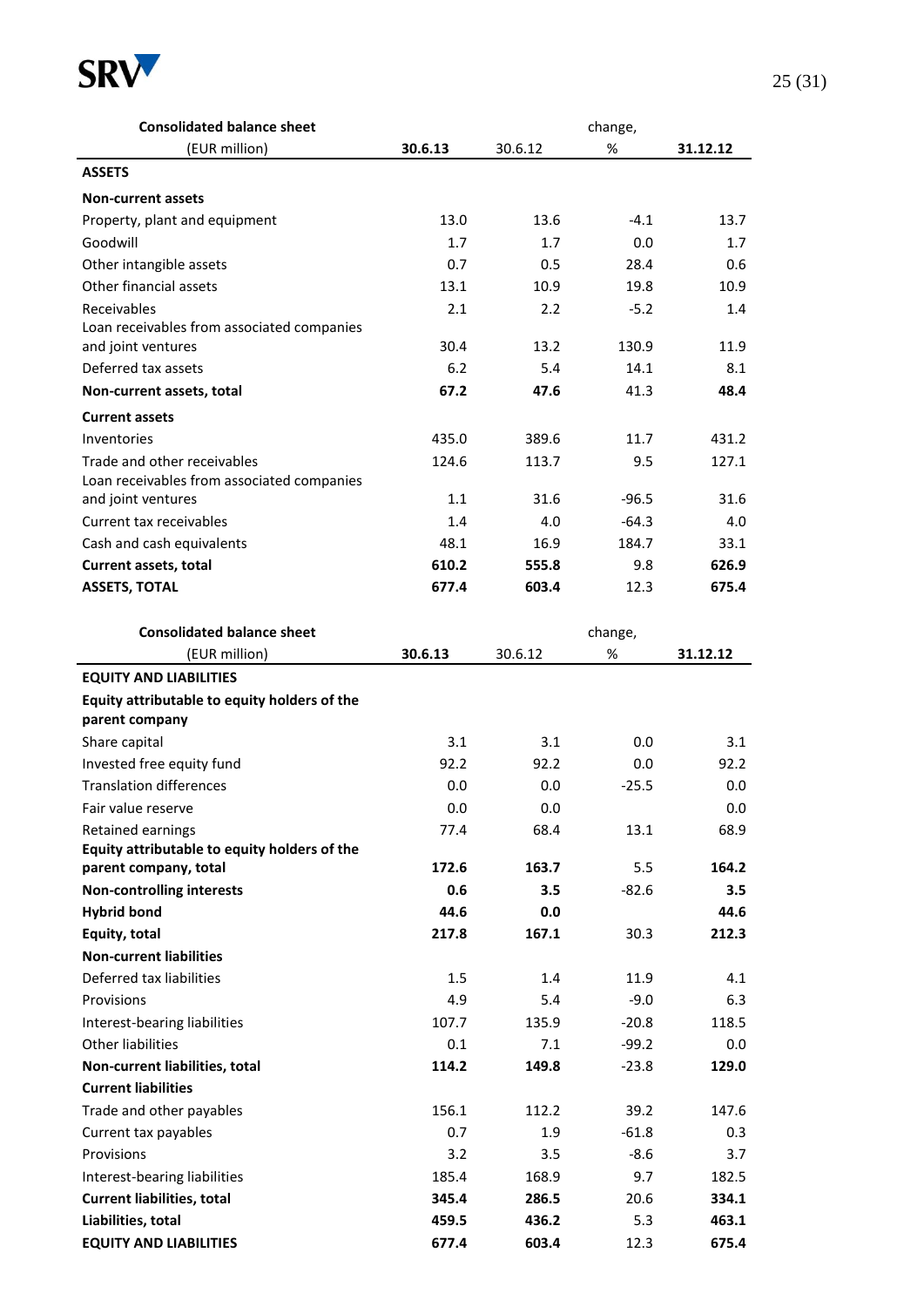| Consolidated balance sheet (EUR million) | 30.6.13 | 30.6.12 | change, % | 31.12.12 |
|---|---|---|---|---|
| **ASSETS** | | | | |
| **Non-current assets** | | | | |
| Property, plant and equipment | 13.0 | 13.6 | -4.1 | 13.7 |
| Goodwill | 1.7 | 1.7 | 0.0 | 1.7 |
| Other intangible assets | 0.7 | 0.5 | 28.4 | 0.6 |
| Other financial assets | 13.1 | 10.9 | 19.8 | 10.9 |
| Receivables | 2.1 | 2.2 | -5.2 | 1.4 |
| Loan receivables from associated companies and joint ventures | 30.4 | 13.2 | 130.9 | 11.9 |
| Deferred tax assets | 6.2 | 5.4 | 14.1 | 8.1 |
| **Non-current assets, total** | **67.2** | **47.6** | 41.3 | **48.4** |
| **Current assets** | | | | |
| Inventories | 435.0 | 389.6 | 11.7 | 431.2 |
| Trade and other receivables | 124.6 | 113.7 | 9.5 | 127.1 |
| Loan receivables from associated companies and joint ventures | 1.1 | 31.6 | -96.5 | 31.6 |
| Current tax receivables | 1.4 | 4.0 | -64.3 | 4.0 |
| Cash and cash equivalents | 48.1 | 16.9 | 184.7 | 33.1 |
| **Current assets, total** | **610.2** | **555.8** | 9.8 | **626.9** |
| **ASSETS, TOTAL** | **677.4** | **603.4** | 12.3 | **675.4** |

| Consolidated balance sheet (EUR million) | 30.6.13 | 30.6.12 | change, % | 31.12.12 |
|---|---|---|---|---|
| **EQUITY AND LIABILITIES** | | | | |
| **Equity attributable to equity holders of the parent company** | | | | |
| Share capital | 3.1 | 3.1 | 0.0 | 3.1 |
| Invested free equity fund | 92.2 | 92.2 | 0.0 | 92.2 |
| Translation differences | 0.0 | 0.0 | -25.5 | 0.0 |
| Fair value reserve | 0.0 | 0.0 | | 0.0 |
| Retained earnings | 77.4 | 68.4 | 13.1 | 68.9 |
| **Equity attributable to equity holders of the parent company, total** | **172.6** | **163.7** | 5.5 | **164.2** |
| **Non-controlling interests** | **0.6** | **3.5** | -82.6 | **3.5** |
| **Hybrid bond** | **44.6** | **0.0** | | **44.6** |
| **Equity, total** | **217.8** | **167.1** | 30.3 | **212.3** |
| **Non-current liabilities** | | | | |
| Deferred tax liabilities | 1.5 | 1.4 | 11.9 | 4.1 |
| Provisions | 4.9 | 5.4 | -9.0 | 6.3 |
| Interest-bearing liabilities | 107.7 | 135.9 | -20.8 | 118.5 |
| Other liabilities | 0.1 | 7.1 | -99.2 | 0.0 |
| **Non-current liabilities, total** | **114.2** | **149.8** | -23.8 | **129.0** |
| **Current liabilities** | | | | |
| Trade and other payables | 156.1 | 112.2 | 39.2 | 147.6 |
| Current tax payables | 0.7 | 1.9 | -61.8 | 0.3 |
| Provisions | 3.2 | 3.5 | -8.6 | 3.7 |
| Interest-bearing liabilities | 185.4 | 168.9 | 9.7 | 182.5 |
| **Current liabilities, total** | **345.4** | **286.5** | 20.6 | **334.1** |
| **Liabilities, total** | **459.5** | **436.2** | 5.3 | **463.1** |
| **EQUITY AND LIABILITIES** | **677.4** | **603.4** | 12.3 | **675.4** |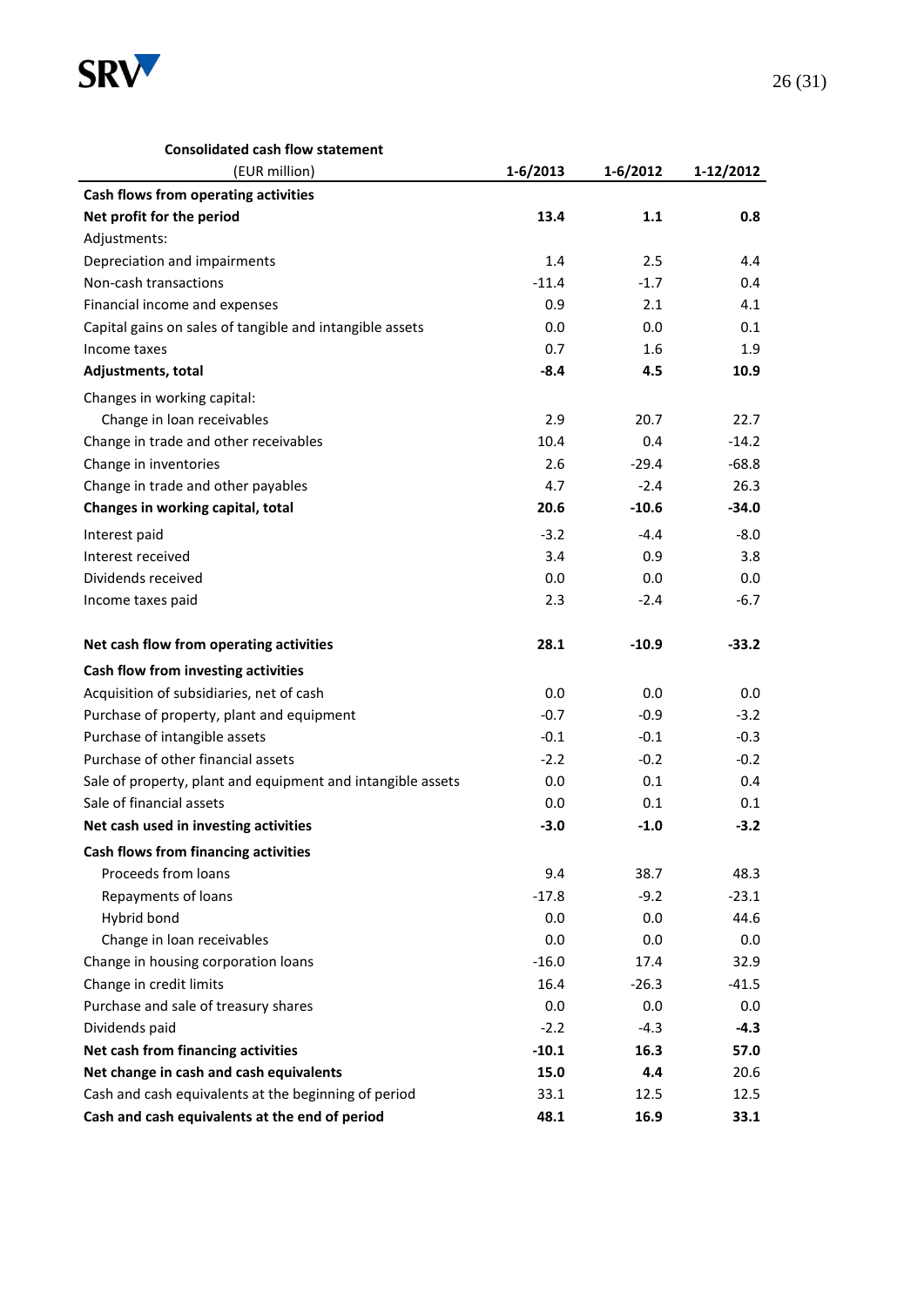**Consolidated cash flow statement**

| (EUR million) | 1-6/2013 | 1-6/2012 | 1-12/2012 |
|---|---|---|---|
| **Cash flows from operating activities** | | | |
| **Net profit for the period** | **13.4** | **1.1** | **0.8** |
| Adjustments: | | | |
| Depreciation and impairments | 1.4 | 2.5 | 4.4 |
| Non-cash transactions | -11.4 | -1.7 | 0.4 |
| Financial income and expenses | 0.9 | 2.1 | 4.1 |
| Capital gains on sales of tangible and intangible assets | 0.0 | 0.0 | 0.1 |
| Income taxes | 0.7 | 1.6 | 1.9 |
| **Adjustments, total** | **-8.4** | **4.5** | **10.9** |
| Changes in working capital: | | | |
| Change in loan receivables | 2.9 | 20.7 | 22.7 |
| Change in trade and other receivables | 10.4 | 0.4 | -14.2 |
| Change in inventories | 2.6 | -29.4 | -68.8 |
| Change in trade and other payables | 4.7 | -2.4 | 26.3 |
| **Changes in working capital, total** | **20.6** | **-10.6** | **-34.0** |
| Interest paid | -3.2 | -4.4 | -8.0 |
| Interest received | 3.4 | 0.9 | 3.8 |
| Dividends received | 0.0 | 0.0 | 0.0 |
| Income taxes paid | 2.3 | -2.4 | -6.7 |
| **Net cash flow from operating activities** | **28.1** | **-10.9** | **-33.2** |
| **Cash flow from investing activities** | | | |
| Acquisition of subsidiaries, net of cash | 0.0 | 0.0 | 0.0 |
| Purchase of property, plant and equipment | -0.7 | -0.9 | -3.2 |
| Purchase of intangible assets | -0.1 | -0.1 | -0.3 |
| Purchase of other financial assets | -2.2 | -0.2 | -0.2 |
| Sale of property, plant and equipment and intangible assets | 0.0 | 0.1 | 0.4 |
| Sale of financial assets | 0.0 | 0.1 | 0.1 |
| **Net cash used in investing activities** | **-3.0** | **-1.0** | **-3.2** |
| **Cash flows from financing activities** | | | |
| Proceeds from loans | 9.4 | 38.7 | 48.3 |
| Repayments of loans | -17.8 | -9.2 | -23.1 |
| Hybrid bond | 0.0 | 0.0 | 44.6 |
| Change in loan receivables | 0.0 | 0.0 | 0.0 |
| Change in housing corporation loans | -16.0 | 17.4 | 32.9 |
| Change in credit limits | 16.4 | -26.3 | -41.5 |
| Purchase and sale of treasury shares | 0.0 | 0.0 | 0.0 |
| Dividends paid | -2.2 | -4.3 | **-4.3** |
| **Net cash from financing activities** | **-10.1** | **16.3** | **57.0** |
| **Net change in cash and cash equivalents** | **15.0** | **4.4** | 20.6 |
| Cash and cash equivalents at the beginning of period | 33.1 | 12.5 | 12.5 |
| **Cash and cash equivalents at the end of period** | **48.1** | **16.9** | **33.1** |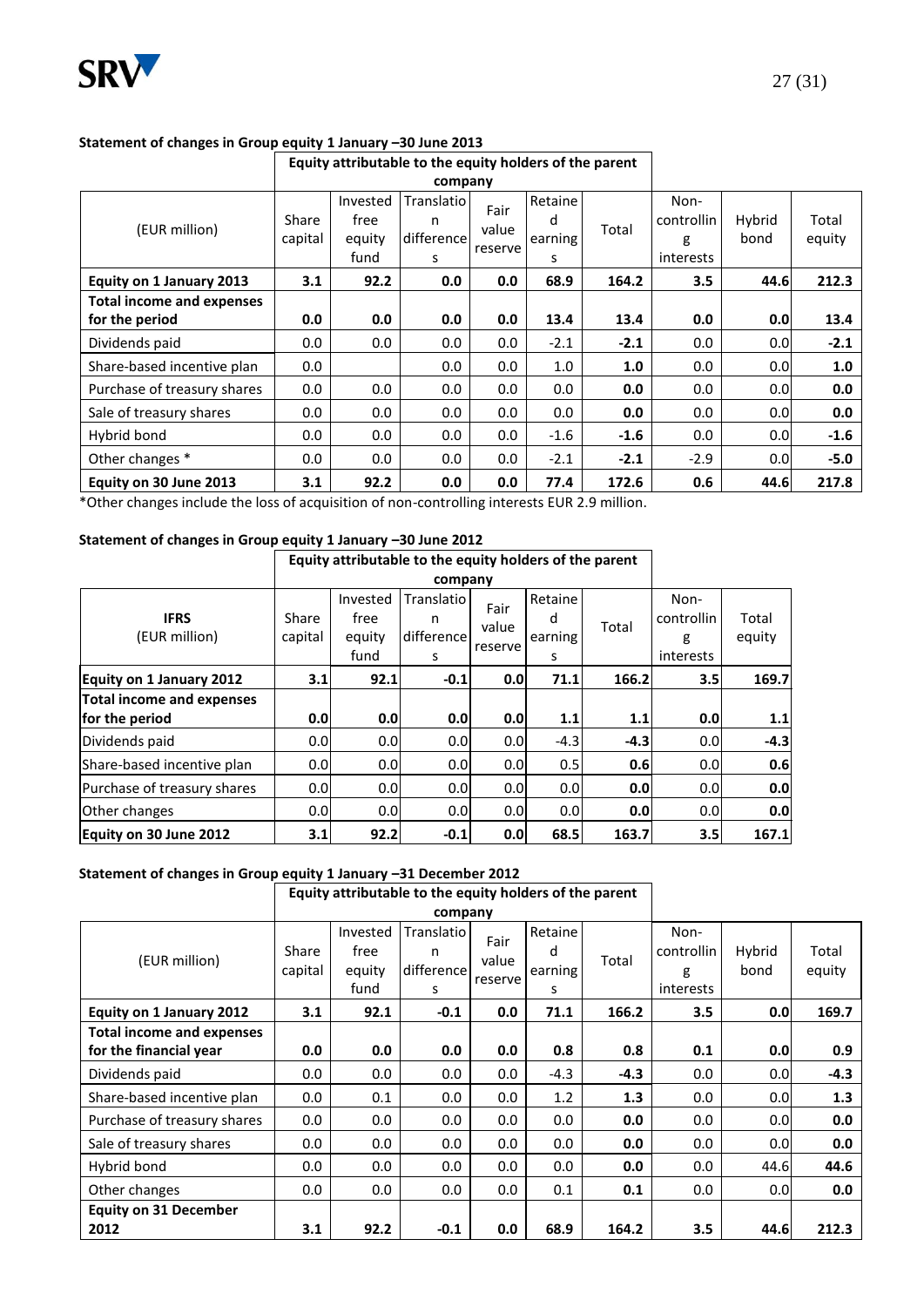**Statement of changes in Group equity 1 January –30 June 2013**

| (EUR million) | Equity attributable to the equity holders of the parent company | | | | | | Non-controlling interests | Hybrid bond | Total equity |
|---|---|---|---|---|---|---|---|---|---|
| | Share capital | Invested free equity fund | Translation differences | Fair value reserve | Retained earnings | Total | | | |
| **Equity on 1 January 2013** | **3.1** | **92.2** | **0.0** | **0.0** | **68.9** | **164.2** | **3.5** | **44.6** | **212.3** |
| **Total income and expenses for the period** | **0.0** | **0.0** | **0.0** | **0.0** | **13.4** | **13.4** | **0.0** | **0.0** | **13.4** |
| Dividends paid | 0.0 | 0.0 | 0.0 | 0.0 | -2.1 | **-2.1** | 0.0 | 0.0 | **-2.1** |
| Share-based incentive plan | 0.0 | | 0.0 | 0.0 | 1.0 | **1.0** | 0.0 | 0.0 | **1.0** |
| Purchase of treasury shares | 0.0 | 0.0 | 0.0 | 0.0 | 0.0 | **0.0** | 0.0 | 0.0 | **0.0** |
| Sale of treasury shares | 0.0 | 0.0 | 0.0 | 0.0 | 0.0 | **0.0** | 0.0 | 0.0 | **0.0** |
| Hybrid bond | 0.0 | 0.0 | 0.0 | 0.0 | -1.6 | **-1.6** | 0.0 | 0.0 | **-1.6** |
| Other changes * | 0.0 | 0.0 | 0.0 | 0.0 | -2.1 | **-2.1** | -2.9 | 0.0 | **-5.0** |
| **Equity on 30 June 2013** | **3.1** | **92.2** | **0.0** | **0.0** | **77.4** | **172.6** | **0.6** | **44.6** | **217.8** |

*Other changes include the loss of acquisition of non-controlling interests EUR 2.9 million.

**Statement of changes in Group equity 1 January –30 June 2012**

| **IFRS** (EUR million) | Equity attributable to the equity holders of the parent company | | | | | | Non-controlling interests | Total equity |
|---|---|---|---|---|---|---|---|---|
| | Share capital | Invested free equity fund | Translation differences | Fair value reserve | Retained earnings | Total | | |
| **Equity on 1 January 2012** | **3.1** | **92.1** | **-0.1** | **0.0** | **71.1** | **166.2** | **3.5** | **169.7** |
| **Total income and expenses for the period** | **0.0** | **0.0** | **0.0** | **0.0** | **1.1** | **1.1** | **0.0** | **1.1** |
| Dividends paid | 0.0 | 0.0 | 0.0 | 0.0 | -4.3 | **-4.3** | 0.0 | **-4.3** |
| Share-based incentive plan | 0.0 | 0.0 | 0.0 | 0.0 | 0.5 | **0.6** | 0.0 | **0.6** |
| Purchase of treasury shares | 0.0 | 0.0 | 0.0 | 0.0 | 0.0 | **0.0** | 0.0 | **0.0** |
| Other changes | 0.0 | 0.0 | 0.0 | 0.0 | 0.0 | **0.0** | 0.0 | **0.0** |
| **Equity on 30 June 2012** | **3.1** | **92.2** | **-0.1** | **0.0** | **68.5** | **163.7** | **3.5** | **167.1** |

**Statement of changes in Group equity 1 January –31 December 2012**

| (EUR million) | Equity attributable to the equity holders of the parent company | | | | | | Non-controlling interests | Hybrid bond | Total equity |
|---|---|---|---|---|---|---|---|---|---|
| | Share capital | Invested free equity fund | Translation differences | Fair value reserve | Retained earnings | Total | | | |
| **Equity on 1 January 2012** | **3.1** | **92.1** | **-0.1** | **0.0** | **71.1** | **166.2** | **3.5** | **0.0** | **169.7** |
| **Total income and expenses for the financial year** | **0.0** | **0.0** | **0.0** | **0.0** | **0.8** | **0.8** | **0.1** | **0.0** | **0.9** |
| Dividends paid | 0.0 | 0.0 | 0.0 | 0.0 | -4.3 | **-4.3** | 0.0 | 0.0 | **-4.3** |
| Share-based incentive plan | 0.0 | 0.1 | 0.0 | 0.0 | 1.2 | **1.3** | 0.0 | 0.0 | **1.3** |
| Purchase of treasury shares | 0.0 | 0.0 | 0.0 | 0.0 | 0.0 | **0.0** | 0.0 | 0.0 | **0.0** |
| Sale of treasury shares | 0.0 | 0.0 | 0.0 | 0.0 | 0.0 | **0.0** | 0.0 | 0.0 | **0.0** |
| Hybrid bond | 0.0 | 0.0 | 0.0 | 0.0 | 0.0 | **0.0** | 0.0 | 44.6 | **44.6** |
| Other changes | 0.0 | 0.0 | 0.0 | 0.0 | 0.1 | **0.1** | 0.0 | 0.0 | **0.0** |
| **Equity on 31 December 2012** | **3.1** | **92.2** | **-0.1** | **0.0** | **68.9** | **164.2** | **3.5** | **44.6** | **212.3** |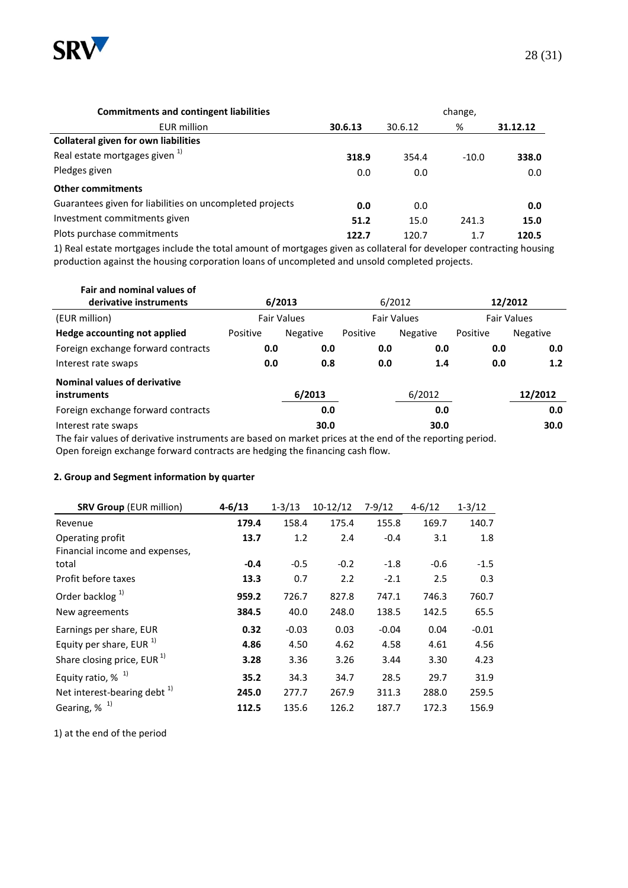| Commitments and contingent liabilities | | | change, | |
|---|---|---|---|---|
| EUR million | **30.6.13** | 30.6.12 | % | **31.12.12** |
| **Collateral given for own liabilities** | | | | |
| Real estate mortgages given [1] | **318.9** | 354.4 | -10.0 | **338.0** |
| Pledges given | 0.0 | 0.0 | | 0.0 |
| **Other commitments** | | | | |
| Guarantees given for liabilities on uncompleted projects | **0.0** | 0.0 | | **0.0** |
| Investment commitments given | **51.2** | 15.0 | 241.3 | **15.0** |
| Plots purchase commitments | **122.7** | 120.7 | 1.7 | **120.5** |

1) Real estate mortgages include the total amount of mortgages given as collateral for developer contracting housing production against the housing corporation loans of uncompleted and unsold completed projects.

| Fair and nominal values of derivative instruments | **6/2013** | | 6/2012 | | **12/2012** | |
|---|---|---|---|---|---|---|
| (EUR million) | Fair Values | | Fair Values | | Fair Values | |
| **Hedge accounting not applied** | Positive | Negative | Positive | Negative | Positive | Negative |
| Foreign exchange forward contracts | **0.0** | **0.0** | **0.0** | **0.0** | **0.0** | **0.0** |
| Interest rate swaps | **0.0** | **0.8** | **0.0** | **1.4** | **0.0** | **1.2** |

| Nominal values of derivative instruments | **6/2013** | 6/2012 | **12/2012** |
|---|---|---|---|
| Foreign exchange forward contracts | **0.0** | **0.0** | **0.0** |
| Interest rate swaps | **30.0** | **30.0** | **30.0** |

The fair values of derivative instruments are based on market prices at the end of the reporting period.
Open foreign exchange forward contracts are hedging the financing cash flow.

## 2. Group and Segment information by quarter

| **SRV Group** (EUR million) | **4-6/13** | 1-3/13 | 10-12/12 | 7-9/12 | 4-6/12 | 1-3/12 |
|---|---|---|---|---|---|---|
| Revenue | **179.4** | 158.4 | 175.4 | 155.8 | 169.7 | 140.7 |
| Operating profit | **13.7** | 1.2 | 2.4 | -0.4 | 3.1 | 1.8 |
| Financial income and expenses, total | **-0.4** | -0.5 | -0.2 | -1.8 | -0.6 | -1.5 |
| Profit before taxes | **13.3** | 0.7 | 2.2 | -2.1 | 2.5 | 0.3 |
| Order backlog [1] | **959.2** | 726.7 | 827.8 | 747.1 | 746.3 | 760.7 |
| New agreements | **384.5** | 40.0 | 248.0 | 138.5 | 142.5 | 65.5 |
| Earnings per share, EUR | **0.32** | -0.03 | 0.03 | -0.04 | 0.04 | -0.01 |
| Equity per share, EUR [1] | **4.86** | 4.50 | 4.62 | 4.58 | 4.61 | 4.56 |
| Share closing price, EUR [1] | **3.28** | 3.36 | 3.26 | 3.44 | 3.30 | 4.23 |
| Equity ratio, % [1] | **35.2** | 34.3 | 34.7 | 28.5 | 29.7 | 31.9 |
| Net interest-bearing debt [1] | **245.0** | 277.7 | 267.9 | 311.3 | 288.0 | 259.5 |
| Gearing, % [1] | **112.5** | 135.6 | 126.2 | 187.7 | 172.3 | 156.9 |

1) at the end of the period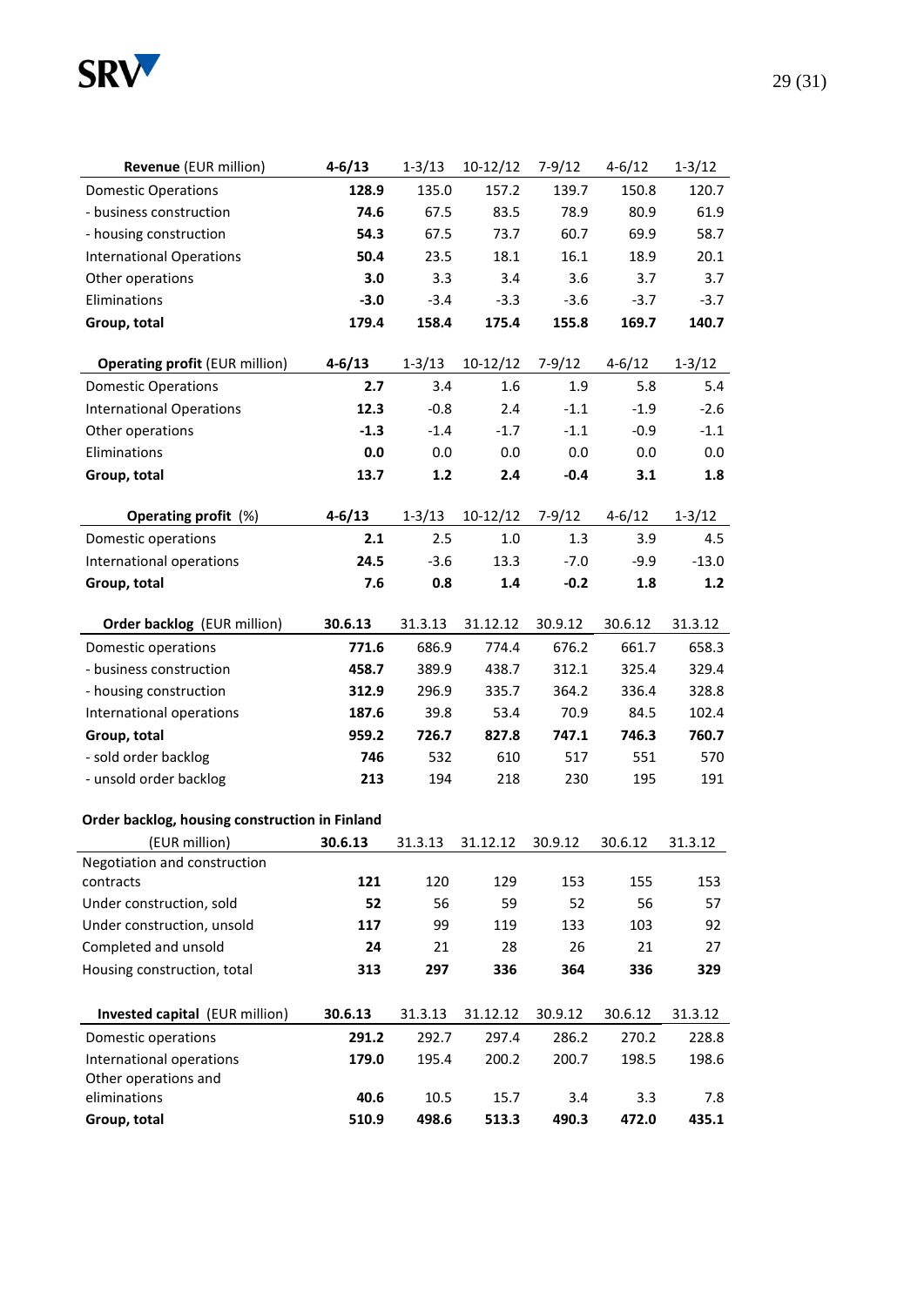| **Revenue** (EUR million) | **4-6/13** | 1-3/13 | 10-12/12 | 7-9/12 | 4-6/12 | 1-3/12 |
|---|---|---|---|---|---|---|
| Domestic Operations | **128.9** | 135.0 | 157.2 | 139.7 | 150.8 | 120.7 |
| - business construction | **74.6** | 67.5 | 83.5 | 78.9 | 80.9 | 61.9 |
| - housing construction | **54.3** | 67.5 | 73.7 | 60.7 | 69.9 | 58.7 |
| International Operations | **50.4** | 23.5 | 18.1 | 16.1 | 18.9 | 20.1 |
| Other operations | **3.0** | 3.3 | 3.4 | 3.6 | 3.7 | 3.7 |
| Eliminations | **-3.0** | -3.4 | -3.3 | -3.6 | -3.7 | -3.7 |
| **Group, total** | **179.4** | **158.4** | **175.4** | **155.8** | **169.7** | **140.7** |

| **Operating profit** (EUR million) | **4-6/13** | 1-3/13 | 10-12/12 | 7-9/12 | 4-6/12 | 1-3/12 |
|---|---|---|---|---|---|---|
| Domestic Operations | **2.7** | 3.4 | 1.6 | 1.9 | 5.8 | 5.4 |
| International Operations | **12.3** | -0.8 | 2.4 | -1.1 | -1.9 | -2.6 |
| Other operations | **-1.3** | -1.4 | -1.7 | -1.1 | -0.9 | -1.1 |
| Eliminations | **0.0** | 0.0 | 0.0 | 0.0 | 0.0 | 0.0 |
| **Group, total** | **13.7** | **1.2** | **2.4** | **-0.4** | **3.1** | **1.8** |

| **Operating profit** (%) | **4-6/13** | 1-3/13 | 10-12/12 | 7-9/12 | 4-6/12 | 1-3/12 |
|---|---|---|---|---|---|---|
| Domestic operations | **2.1** | 2.5 | 1.0 | 1.3 | 3.9 | 4.5 |
| International operations | **24.5** | -3.6 | 13.3 | -7.0 | -9.9 | -13.0 |
| **Group, total** | **7.6** | **0.8** | **1.4** | **-0.2** | **1.8** | **1.2** |

| **Order backlog** (EUR million) | **30.6.13** | 31.3.13 | 31.12.12 | 30.9.12 | 30.6.12 | 31.3.12 |
|---|---|---|---|---|---|---|
| Domestic operations | **771.6** | 686.9 | 774.4 | 676.2 | 661.7 | 658.3 |
| - business construction | **458.7** | 389.9 | 438.7 | 312.1 | 325.4 | 329.4 |
| - housing construction | **312.9** | 296.9 | 335.7 | 364.2 | 336.4 | 328.8 |
| International operations | **187.6** | 39.8 | 53.4 | 70.9 | 84.5 | 102.4 |
| **Group, total** | **959.2** | **726.7** | **827.8** | **747.1** | **746.3** | **760.7** |
| - sold order backlog | **746** | 532 | 610 | 517 | 551 | 570 |
| - unsold order backlog | **213** | 194 | 218 | 230 | 195 | 191 |

**Order backlog, housing construction in Finland**

| (EUR million) | **30.6.13** | 31.3.13 | 31.12.12 | 30.9.12 | 30.6.12 | 31.3.12 |
|---|---|---|---|---|---|---|
| Negotiation and construction contracts | **121** | 120 | 129 | 153 | 155 | 153 |
| Under construction, sold | **52** | 56 | 59 | 52 | 56 | 57 |
| Under construction, unsold | **117** | 99 | 119 | 133 | 103 | 92 |
| Completed and unsold | **24** | 21 | 28 | 26 | 21 | 27 |
| Housing construction, total | **313** | **297** | **336** | **364** | **336** | **329** |

| **Invested capital** (EUR million) | **30.6.13** | 31.3.13 | 31.12.12 | 30.9.12 | 30.6.12 | 31.3.12 |
|---|---|---|---|---|---|---|
| Domestic operations | **291.2** | 292.7 | 297.4 | 286.2 | 270.2 | 228.8 |
| International operations | **179.0** | 195.4 | 200.2 | 200.7 | 198.5 | 198.6 |
| Other operations and eliminations | **40.6** | 10.5 | 15.7 | 3.4 | 3.3 | 7.8 |
| **Group, total** | **510.9** | **498.6** | **513.3** | **490.3** | **472.0** | **435.1** |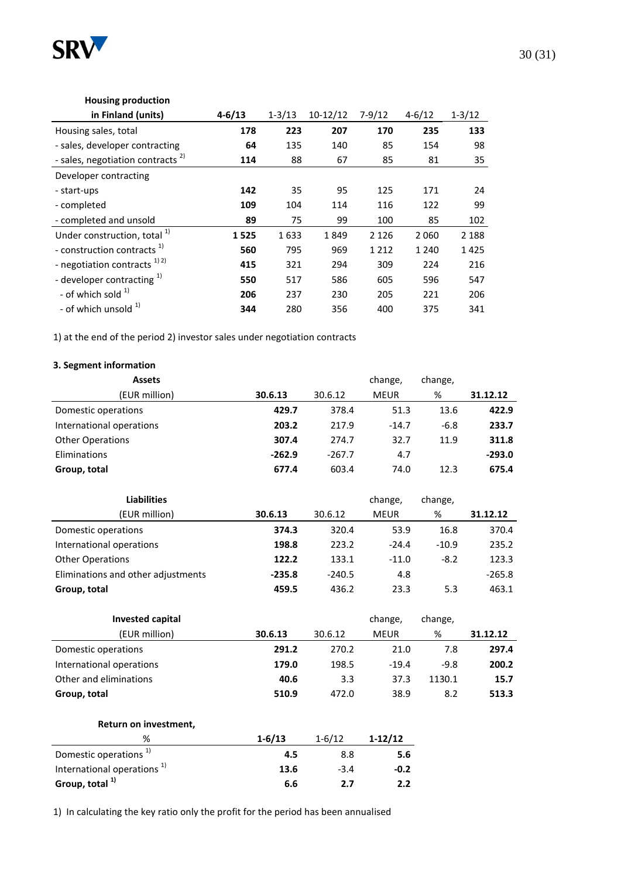| Housing production in Finland (units) | 4-6/13 | 1-3/13 | 10-12/12 | 7-9/12 | 4-6/12 | 1-3/12 |
|---|---|---|---|---|---|---|
| Housing sales, total | **178** | 223 | **207** | **170** | **235** | **133** |
| - sales, developer contracting | **64** | 135 | 140 | 85 | 154 | 98 |
| - sales, negotiation contracts [2] | **114** | 88 | 67 | 85 | 81 | 35 |
| Developer contracting | | | | | | |
| - start-ups | **142** | 35 | 95 | 125 | 171 | 24 |
| - completed | **109** | 104 | 114 | 116 | 122 | 99 |
| - completed and unsold | **89** | 75 | 99 | 100 | 85 | 102 |
| Under construction, total [1] | **1 525** | 1 633 | 1 849 | 2 126 | 2 060 | 2 188 |
| - construction contracts [1] | **560** | 795 | 969 | 1 212 | 1 240 | 1 425 |
| - negotiation contracts [1,2] | **415** | 321 | 294 | 309 | 224 | 216 |
| - developer contracting [1] | **550** | 517 | 586 | 605 | 596 | 547 |
| - of which sold [1] | **206** | 237 | 230 | 205 | 221 | 206 |
| - of which unsold [1] | **344** | 280 | 356 | 400 | 375 | 341 |

1) at the end of the period 2) investor sales under negotiation contracts

**3. Segment information**

| Assets (EUR million) | 30.6.13 | 30.6.12 | change, MEUR | change, % | 31.12.12 |
|---|---|---|---|---|---|
| Domestic operations | **429.7** | 378.4 | 51.3 | 13.6 | **422.9** |
| International operations | **203.2** | 217.9 | -14.7 | -6.8 | **233.7** |
| Other Operations | **307.4** | 274.7 | 32.7 | 11.9 | **311.8** |
| Eliminations | **-262.9** | -267.7 | 4.7 | | **-293.0** |
| **Group, total** | **677.4** | 603.4 | 74.0 | 12.3 | **675.4** |

| Liabilities (EUR million) | 30.6.13 | 30.6.12 | change, MEUR | change, % | 31.12.12 |
|---|---|---|---|---|---|
| Domestic operations | **374.3** | 320.4 | 53.9 | 16.8 | 370.4 |
| International operations | **198.8** | 223.2 | -24.4 | -10.9 | 235.2 |
| Other Operations | **122.2** | 133.1 | -11.0 | -8.2 | 123.3 |
| Eliminations and other adjustments | **-235.8** | -240.5 | 4.8 | | -265.8 |
| **Group, total** | **459.5** | 436.2 | 23.3 | 5.3 | 463.1 |

| Invested capital (EUR million) | 30.6.13 | 30.6.12 | change, MEUR | change, % | 31.12.12 |
|---|---|---|---|---|---|
| Domestic operations | **291.2** | 270.2 | 21.0 | 7.8 | **297.4** |
| International operations | **179.0** | 198.5 | -19.4 | -9.8 | **200.2** |
| Other and eliminations | **40.6** | 3.3 | 37.3 | 1130.1 | **15.7** |
| **Group, total** | **510.9** | 472.0 | 38.9 | 8.2 | **513.3** |

| Return on investment, % | 1-6/13 | 1-6/12 | 1-12/12 |
|---|---|---|---|
| Domestic operations [1] | **4.5** | 8.8 | **5.6** |
| International operations [1] | **13.6** | -3.4 | **-0.2** |
| **Group, total [1]** | **6.6** | **2.7** | **2.2** |

1) In calculating the key ratio only the profit for the period has been annualised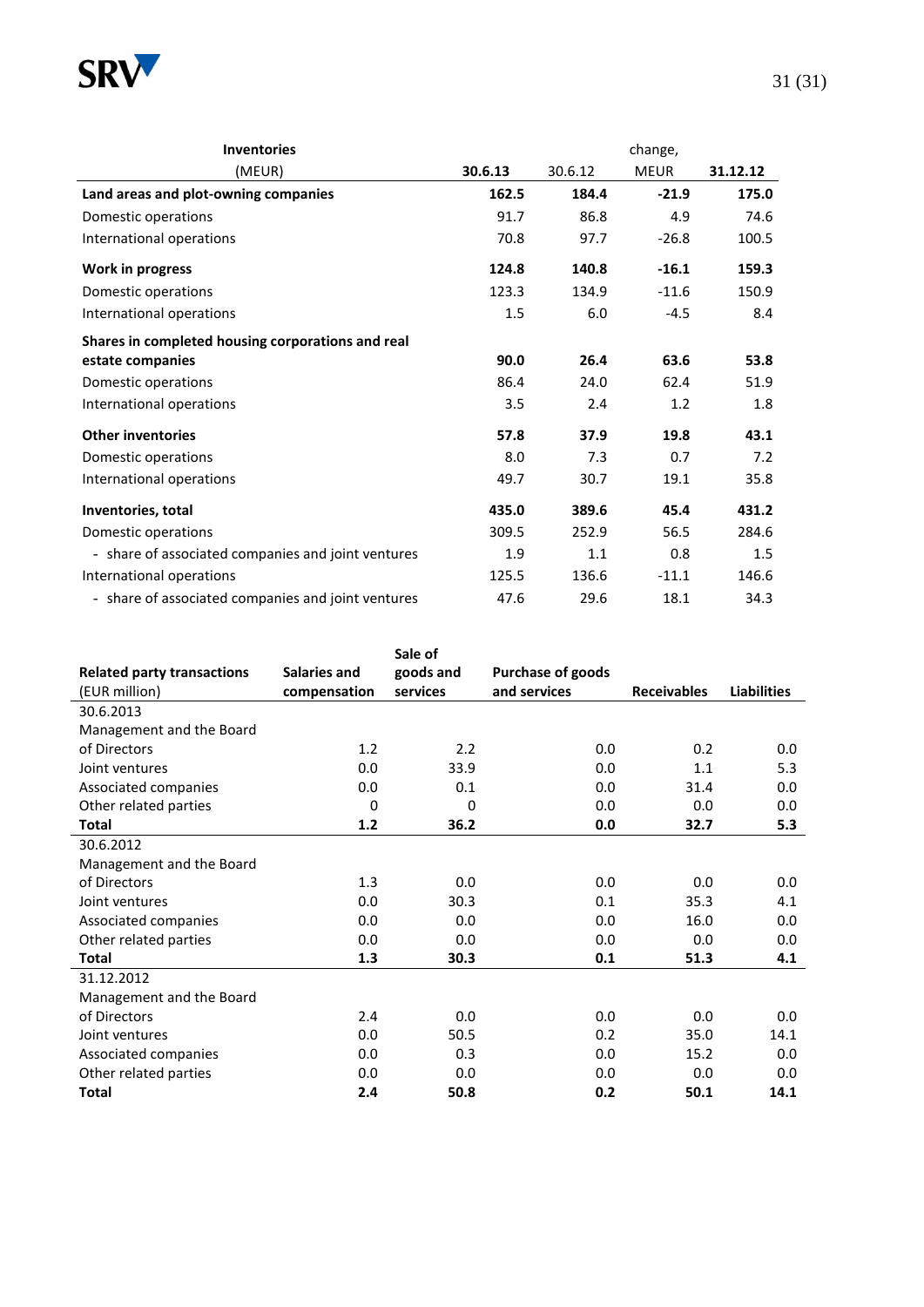| Inventories (MEUR) | 30.6.13 | 30.6.12 | change, MEUR | 31.12.12 |
|---|---|---|---|---|
| **Land areas and plot-owning companies** | **162.5** | **184.4** | **-21.9** | **175.0** |
| Domestic operations | 91.7 | 86.8 | 4.9 | 74.6 |
| International operations | 70.8 | 97.7 | -26.8 | 100.5 |
| **Work in progress** | **124.8** | **140.8** | **-16.1** | **159.3** |
| Domestic operations | 123.3 | 134.9 | -11.6 | 150.9 |
| International operations | 1.5 | 6.0 | -4.5 | 8.4 |
| **Shares in completed housing corporations and real estate companies** | **90.0** | **26.4** | **63.6** | **53.8** |
| Domestic operations | 86.4 | 24.0 | 62.4 | 51.9 |
| International operations | 3.5 | 2.4 | 1.2 | 1.8 |
| **Other inventories** | **57.8** | **37.9** | **19.8** | **43.1** |
| Domestic operations | 8.0 | 7.3 | 0.7 | 7.2 |
| International operations | 49.7 | 30.7 | 19.1 | 35.8 |
| **Inventories, total** | **435.0** | **389.6** | **45.4** | **431.2** |
| Domestic operations | 309.5 | 252.9 | 56.5 | 284.6 |
| - share of associated companies and joint ventures | 1.9 | 1.1 | 0.8 | 1.5 |
| International operations | 125.5 | 136.6 | -11.1 | 146.6 |
| - share of associated companies and joint ventures | 47.6 | 29.6 | 18.1 | 34.3 |

| **Related party transactions** (EUR million) | **Salaries and compensation** | **Sale of goods and services** | **Purchase of goods and services** | **Receivables** | **Liabilities** |
|---|---|---|---|---|---|
| 30.6.2013 | | | | | |
| Management and the Board of Directors | 1.2 | 2.2 | 0.0 | 0.2 | 0.0 |
| Joint ventures | 0.0 | 33.9 | 0.0 | 1.1 | 5.3 |
| Associated companies | 0.0 | 0.1 | 0.0 | 31.4 | 0.0 |
| Other related parties | 0 | 0 | 0.0 | 0.0 | 0.0 |
| **Total** | **1.2** | **36.2** | **0.0** | **32.7** | **5.3** |
| 30.6.2012 | | | | | |
| Management and the Board of Directors | 1.3 | 0.0 | 0.0 | 0.0 | 0.0 |
| Joint ventures | 0.0 | 30.3 | 0.1 | 35.3 | 4.1 |
| Associated companies | 0.0 | 0.0 | 0.0 | 16.0 | 0.0 |
| Other related parties | 0.0 | 0.0 | 0.0 | 0.0 | 0.0 |
| **Total** | **1.3** | **30.3** | **0.1** | **51.3** | **4.1** |
| 31.12.2012 | | | | | |
| Management and the Board of Directors | 2.4 | 0.0 | 0.0 | 0.0 | 0.0 |
| Joint ventures | 0.0 | 50.5 | 0.2 | 35.0 | 14.1 |
| Associated companies | 0.0 | 0.3 | 0.0 | 15.2 | 0.0 |
| Other related parties | 0.0 | 0.0 | 0.0 | 0.0 | 0.0 |
| **Total** | **2.4** | **50.8** | **0.2** | **50.1** | **14.1** |